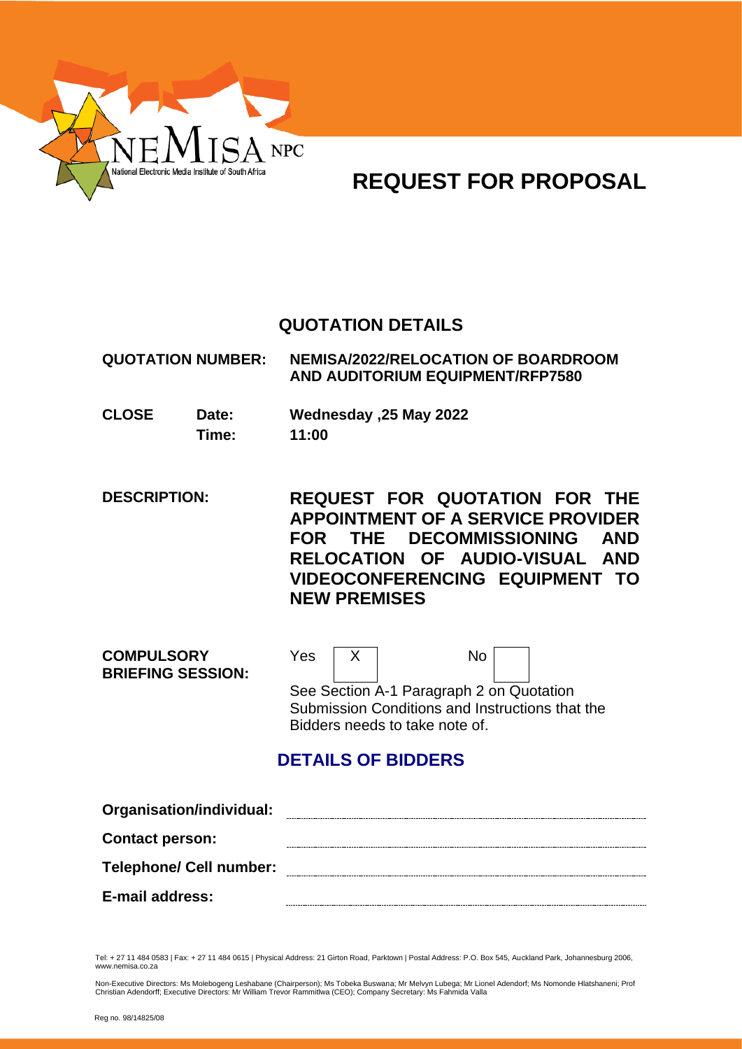NEMISA NPC
National Electronic Media Institute of South Africa

# REQUEST FOR PROPOSAL

## QUOTATION DETAILS

| | |
|---|---|
| **QUOTATION NUMBER:** | **NEMISA/2022/RELOCATION OF BOARDROOM AND AUDITORIUM EQUIPMENT/RFP7580** |
| **CLOSE Date:** | **Wednesday ,25 May 2022** |
| **Time:** | **11:00** |
| **DESCRIPTION:** | **REQUEST FOR QUOTATION FOR THE APPOINTMENT OF A SERVICE PROVIDER FOR THE DECOMMISSIONING AND RELOCATION OF AUDIO-VISUAL AND VIDEOCONFERENCING EQUIPMENT TO NEW PREMISES** |
| **COMPULSORY BRIEFING SESSION:** | Yes [X] No [ ] |

See Section A-1 Paragraph 2 on Quotation Submission Conditions and Instructions that the Bidders needs to take note of.

## DETAILS OF BIDDERS

**Organisation/individual:** ..................................................

**Contact person:** ..................................................

**Telephone/ Cell number:** ..................................................

**E-mail address:** ..................................................

Tel: + 27 11 484 0583 | Fax: + 27 11 484 0615 | Physical Address: 21 Girton Road, Parktown | Postal Address: P.O. Box 545, Auckland Park, Johannesburg 2006, www.nemisa.co.za

Non-Executive Directors: Ms Molebogeng Leshabane (Chairperson); Ms Tobeka Buswana; Mr Melvyn Lubega; Mr Lionel Adendorf; Ms Nomonde Hlatshaneni; Prof Christian Adendorff; Executive Directors: Mr William Trevor Rammitlwa (CEO); Company Secretary: Ms Fahmida Valla

Reg no. 98/14825/08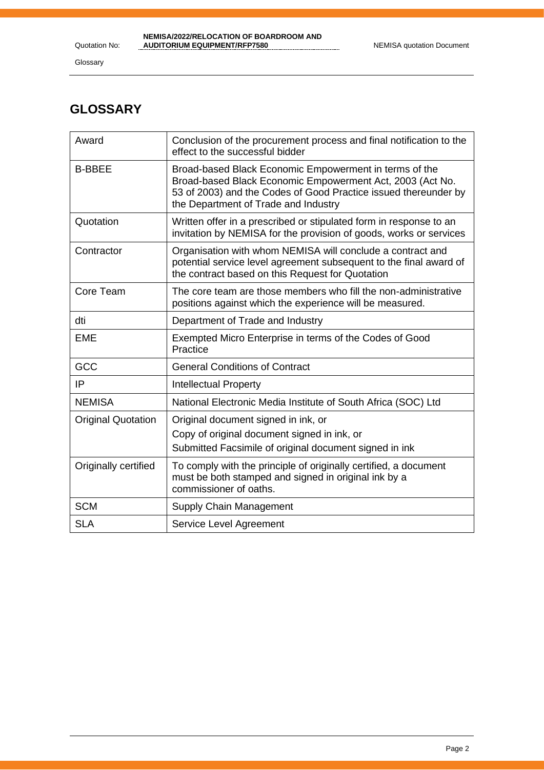# GLOSSARY

| | |
|---|---|
| Award | Conclusion of the procurement process and final notification to the effect to the successful bidder |
| B-BBEE | Broad-based Black Economic Empowerment in terms of the Broad-based Black Economic Empowerment Act, 2003 (Act No. 53 of 2003) and the Codes of Good Practice issued thereunder by the Department of Trade and Industry |
| Quotation | Written offer in a prescribed or stipulated form in response to an invitation by NEMISA for the provision of goods, works or services |
| Contractor | Organisation with whom NEMISA will conclude a contract and potential service level agreement subsequent to the final award of the contract based on this Request for Quotation |
| Core Team | The core team are those members who fill the non-administrative positions against which the experience will be measured. |
| dti | Department of Trade and Industry |
| EME | Exempted Micro Enterprise in terms of the Codes of Good Practice |
| GCC | General Conditions of Contract |
| IP | Intellectual Property |
| NEMISA | National Electronic Media Institute of South Africa (SOC) Ltd |
| Original Quotation | Original document signed in ink, or<br>Copy of original document signed in ink, or<br>Submitted Facsimile of original document signed in ink |
| Originally certified | To comply with the principle of originally certified, a document must be both stamped and signed in original ink by a commissioner of oaths. |
| SCM | Supply Chain Management |
| SLA | Service Level Agreement |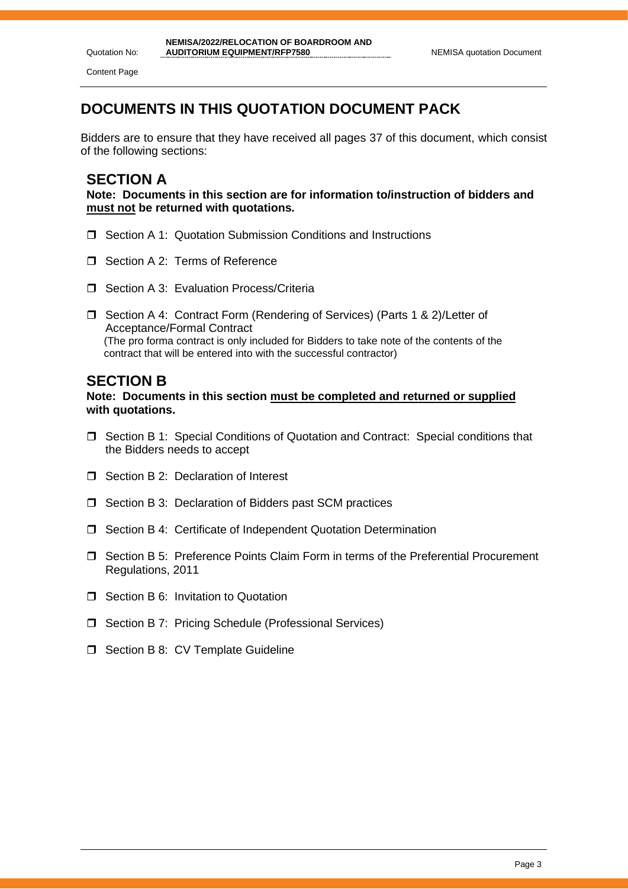# DOCUMENTS IN THIS QUOTATION DOCUMENT PACK

Bidders are to ensure that they have received all pages 37 of this document, which consist of the following sections:

## SECTION A

**Note: Documents in this section are for information to/instruction of bidders and <u>must not</u> be returned with quotations.**

- ☐ Section A 1: Quotation Submission Conditions and Instructions
- ☐ Section A 2: Terms of Reference
- ☐ Section A 3: Evaluation Process/Criteria
- ☐ Section A 4: Contract Form (Rendering of Services) (Parts 1 & 2)/Letter of Acceptance/Formal Contract
  (The pro forma contract is only included for Bidders to take note of the contents of the contract that will be entered into with the successful contractor)

## SECTION B

**Note: Documents in this section <u>must be completed and returned or supplied</u> with quotations.**

- ☐ Section B 1: Special Conditions of Quotation and Contract: Special conditions that the Bidders needs to accept
- ☐ Section B 2: Declaration of Interest
- ☐ Section B 3: Declaration of Bidders past SCM practices
- ☐ Section B 4: Certificate of Independent Quotation Determination
- ☐ Section B 5: Preference Points Claim Form in terms of the Preferential Procurement Regulations, 2011
- ☐ Section B 6: Invitation to Quotation
- ☐ Section B 7: Pricing Schedule (Professional Services)
- ☐ Section B 8: CV Template Guideline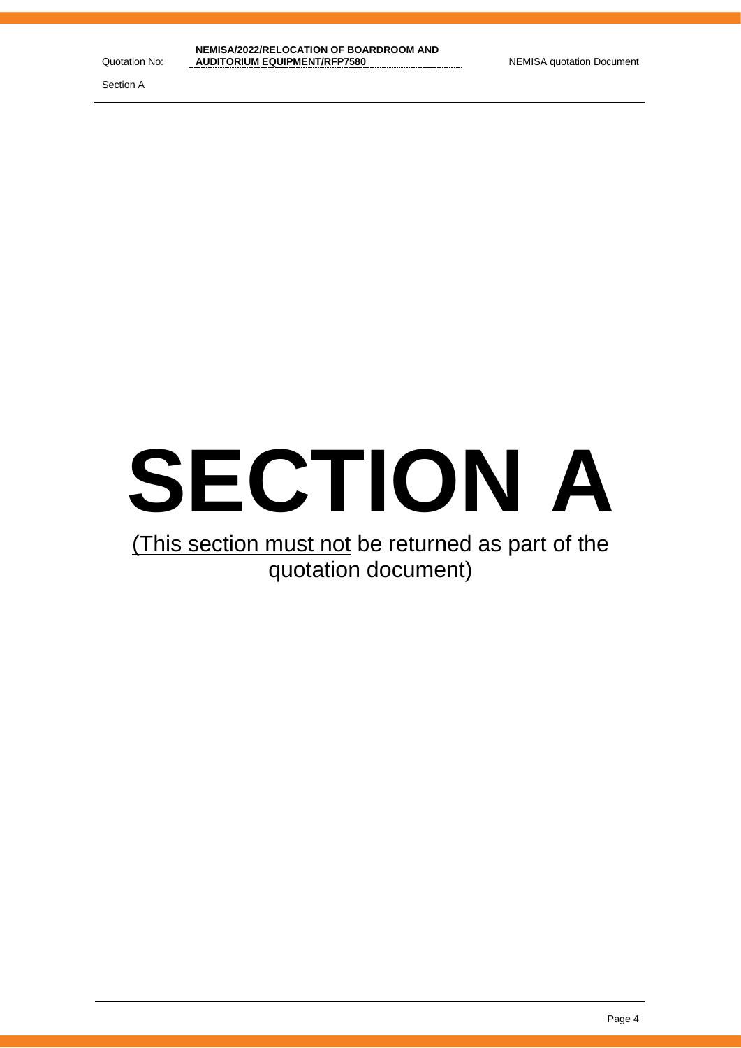# SECTION A

<u>(This section must not</u> be returned as part of the quotation document)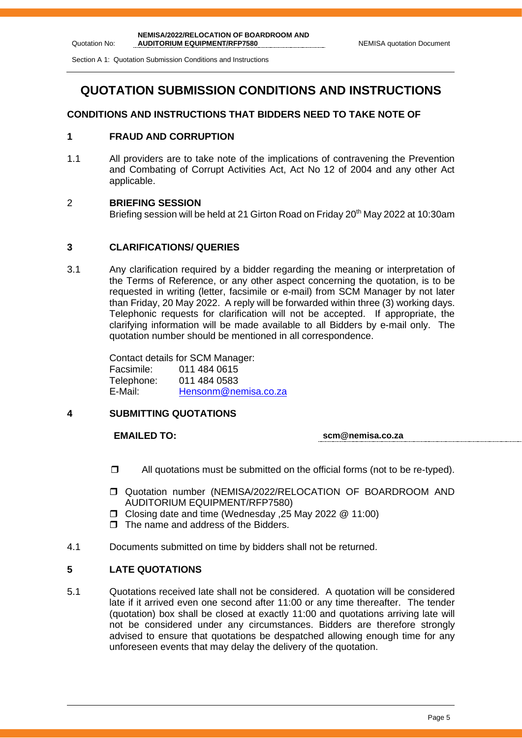# QUOTATION SUBMISSION CONDITIONS AND INSTRUCTIONS

## CONDITIONS AND INSTRUCTIONS THAT BIDDERS NEED TO TAKE NOTE OF

### 1 FRAUD AND CORRUPTION

1.1 All providers are to take note of the implications of contravening the Prevention and Combating of Corrupt Activities Act, Act No 12 of 2004 and any other Act applicable.

### 2 BRIEFING SESSION

Briefing session will be held at 21 Girton Road on Friday 20th May 2022 at 10:30am

### 3 CLARIFICATIONS/ QUERIES

3.1 Any clarification required by a bidder regarding the meaning or interpretation of the Terms of Reference, or any other aspect concerning the quotation, is to be requested in writing (letter, facsimile or e-mail) from SCM Manager by not later than Friday, 20 May 2022. A reply will be forwarded within three (3) working days. Telephonic requests for clarification will not be accepted. If appropriate, the clarifying information will be made available to all Bidders by e-mail only. The quotation number should be mentioned in all correspondence.

Contact details for SCM Manager:
Facsimile: 011 484 0615
Telephone: 011 484 0583
E-Mail: Hensonm@nemisa.co.za

### 4 SUBMITTING QUOTATIONS

**EMAILED TO:** **scm@nemisa.co.za**

- All quotations must be submitted on the official forms (not to be re-typed).
- Quotation number (NEMISA/2022/RELOCATION OF BOARDROOM AND AUDITORIUM EQUIPMENT/RFP7580)
- Closing date and time (Wednesday ,25 May 2022 @ 11:00)
- The name and address of the Bidders.

4.1 Documents submitted on time by bidders shall not be returned.

### 5 LATE QUOTATIONS

5.1 Quotations received late shall not be considered. A quotation will be considered late if it arrived even one second after 11:00 or any time thereafter. The tender (quotation) box shall be closed at exactly 11:00 and quotations arriving late will not be considered under any circumstances. Bidders are therefore strongly advised to ensure that quotations be despatched allowing enough time for any unforeseen events that may delay the delivery of the quotation.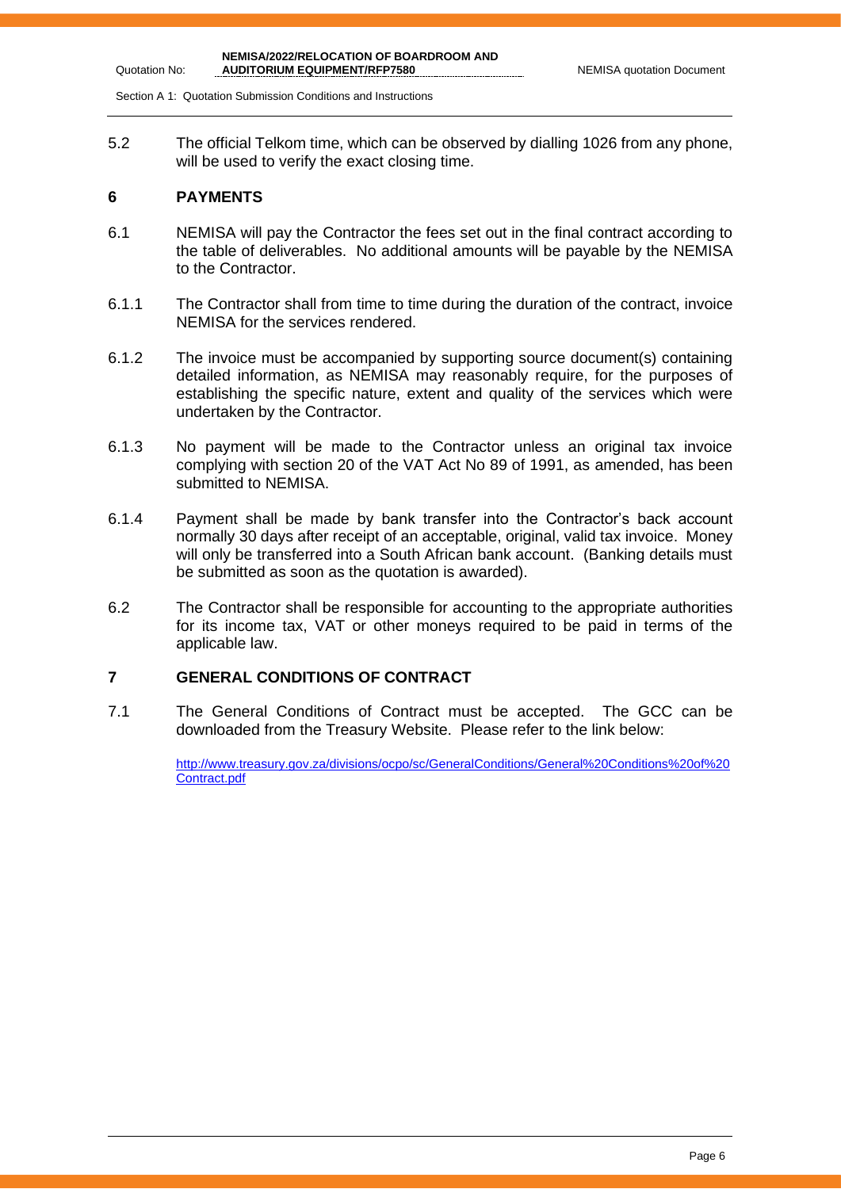5.2 The official Telkom time, which can be observed by dialling 1026 from any phone, will be used to verify the exact closing time.

## 6 PAYMENTS

6.1 NEMISA will pay the Contractor the fees set out in the final contract according to the table of deliverables. No additional amounts will be payable by the NEMISA to the Contractor.

6.1.1 The Contractor shall from time to time during the duration of the contract, invoice NEMISA for the services rendered.

6.1.2 The invoice must be accompanied by supporting source document(s) containing detailed information, as NEMISA may reasonably require, for the purposes of establishing the specific nature, extent and quality of the services which were undertaken by the Contractor.

6.1.3 No payment will be made to the Contractor unless an original tax invoice complying with section 20 of the VAT Act No 89 of 1991, as amended, has been submitted to NEMISA.

6.1.4 Payment shall be made by bank transfer into the Contractor's back account normally 30 days after receipt of an acceptable, original, valid tax invoice. Money will only be transferred into a South African bank account. (Banking details must be submitted as soon as the quotation is awarded).

6.2 The Contractor shall be responsible for accounting to the appropriate authorities for its income tax, VAT or other moneys required to be paid in terms of the applicable law.

## 7 GENERAL CONDITIONS OF CONTRACT

7.1 The General Conditions of Contract must be accepted. The GCC can be downloaded from the Treasury Website. Please refer to the link below:

http://www.treasury.gov.za/divisions/ocpo/sc/GeneralConditions/General%20Conditions%20of%20Contract.pdf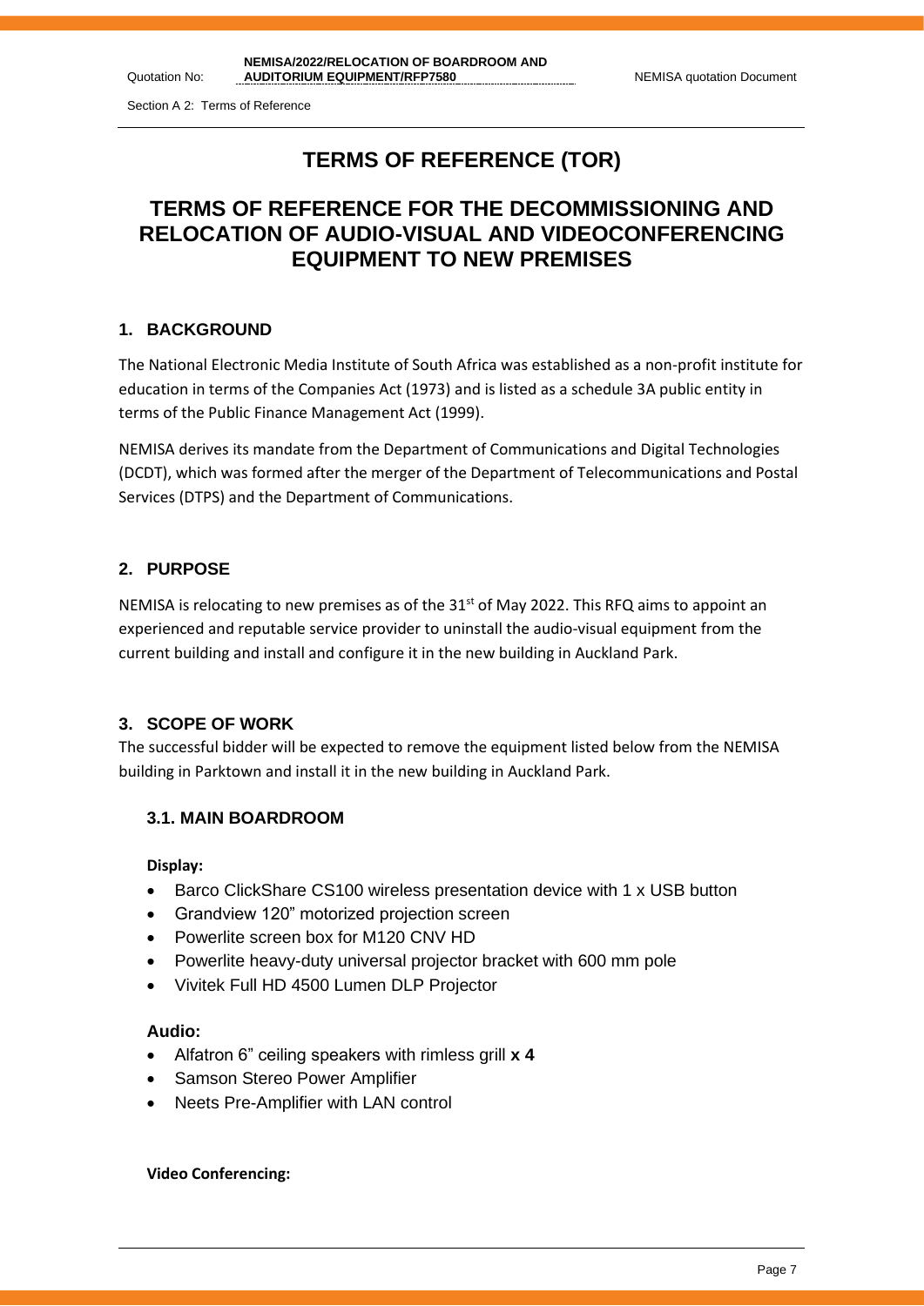# TERMS OF REFERENCE (TOR)

# TERMS OF REFERENCE FOR THE DECOMMISSIONING AND RELOCATION OF AUDIO-VISUAL AND VIDEOCONFERENCING EQUIPMENT TO NEW PREMISES

## 1. BACKGROUND

The National Electronic Media Institute of South Africa was established as a non-profit institute for education in terms of the Companies Act (1973) and is listed as a schedule 3A public entity in terms of the Public Finance Management Act (1999).

NEMISA derives its mandate from the Department of Communications and Digital Technologies (DCDT), which was formed after the merger of the Department of Telecommunications and Postal Services (DTPS) and the Department of Communications.

## 2. PURPOSE

NEMISA is relocating to new premises as of the 31st of May 2022. This RFQ aims to appoint an experienced and reputable service provider to uninstall the audio-visual equipment from the current building and install and configure it in the new building in Auckland Park.

## 3. SCOPE OF WORK

The successful bidder will be expected to remove the equipment listed below from the NEMISA building in Parktown and install it in the new building in Auckland Park.

### 3.1. MAIN BOARDROOM

**Display:**

- Barco ClickShare CS100 wireless presentation device with 1 x USB button
- Grandview 120" motorized projection screen
- Powerlite screen box for M120 CNV HD
- Powerlite heavy-duty universal projector bracket with 600 mm pole
- Vivitek Full HD 4500 Lumen DLP Projector

**Audio:**

- Alfatron 6" ceiling speakers with rimless grill **x 4**
- Samson Stereo Power Amplifier
- Neets Pre-Amplifier with LAN control

**Video Conferencing:**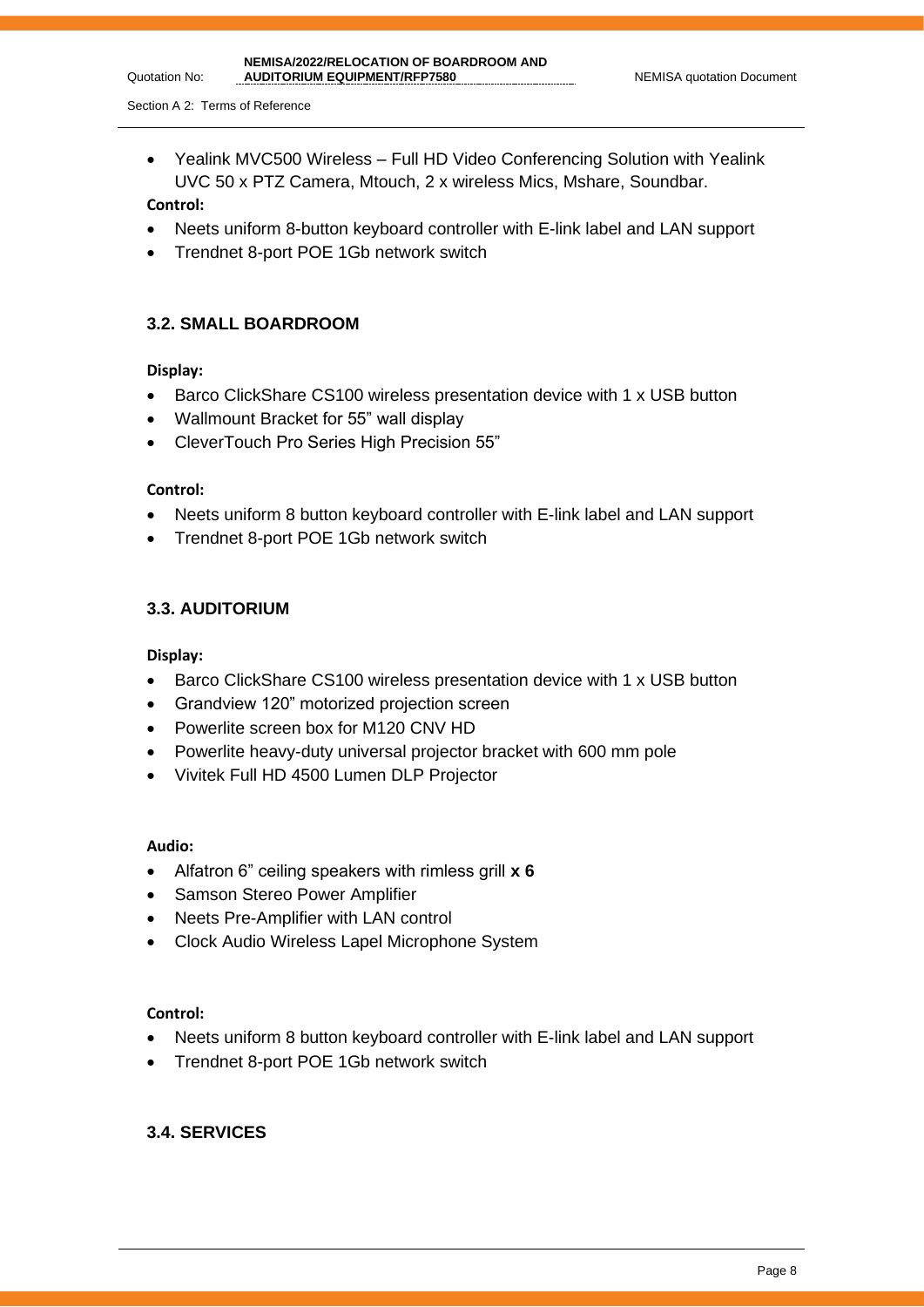- Yealink MVC500 Wireless – Full HD Video Conferencing Solution with Yealink UVC 50 x PTZ Camera, Mtouch, 2 x wireless Mics, Mshare, Soundbar.

**Control:**

- Neets uniform 8-button keyboard controller with E-link label and LAN support
- Trendnet 8-port POE 1Gb network switch

### 3.2. SMALL BOARDROOM

**Display:**

- Barco ClickShare CS100 wireless presentation device with 1 x USB button
- Wallmount Bracket for 55" wall display
- CleverTouch Pro Series High Precision 55"

**Control:**

- Neets uniform 8 button keyboard controller with E-link label and LAN support
- Trendnet 8-port POE 1Gb network switch

### 3.3. AUDITORIUM

**Display:**

- Barco ClickShare CS100 wireless presentation device with 1 x USB button
- Grandview 120" motorized projection screen
- Powerlite screen box for M120 CNV HD
- Powerlite heavy-duty universal projector bracket with 600 mm pole
- Vivitek Full HD 4500 Lumen DLP Projector

**Audio:**

- Alfatron 6" ceiling speakers with rimless grill **x 6**
- Samson Stereo Power Amplifier
- Neets Pre-Amplifier with LAN control
- Clock Audio Wireless Lapel Microphone System

**Control:**

- Neets uniform 8 button keyboard controller with E-link label and LAN support
- Trendnet 8-port POE 1Gb network switch

### 3.4. SERVICES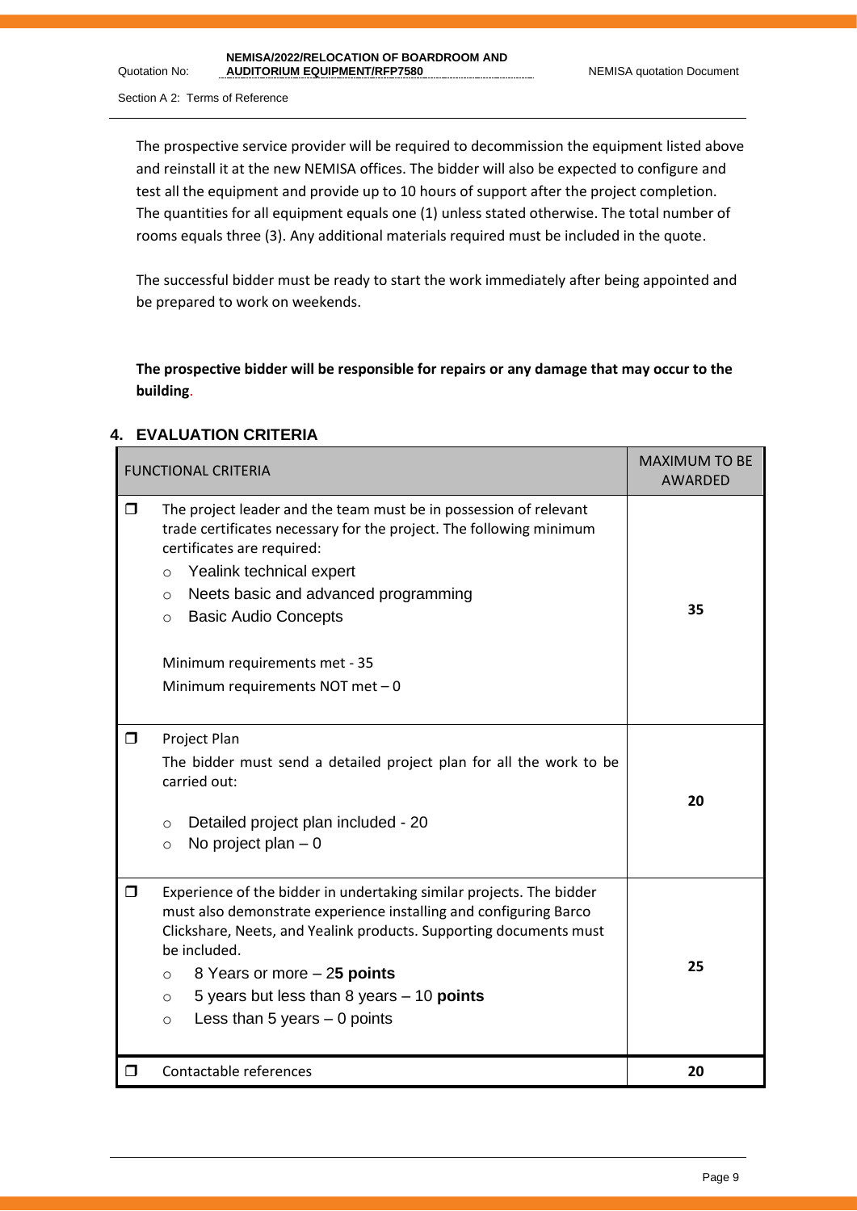The prospective service provider will be required to decommission the equipment listed above and reinstall it at the new NEMISA offices. The bidder will also be expected to configure and test all the equipment and provide up to 10 hours of support after the project completion. The quantities for all equipment equals one (1) unless stated otherwise. The total number of rooms equals three (3). Any additional materials required must be included in the quote.

The successful bidder must be ready to start the work immediately after being appointed and be prepared to work on weekends.

**The prospective bidder will be responsible for repairs or any damage that may occur to the building.**

## 4. EVALUATION CRITERIA

| FUNCTIONAL CRITERIA | MAXIMUM TO BE AWARDED |
|---|---|
| ☐ The project leader and the team must be in possession of relevant trade certificates necessary for the project. The following minimum certificates are required:<br>○ Yealink technical expert<br>○ Neets basic and advanced programming<br>○ Basic Audio Concepts<br><br>Minimum requirements met - 35<br>Minimum requirements NOT met – 0 | **35** |
| ☐ Project Plan<br>The bidder must send a detailed project plan for all the work to be carried out:<br><br>○ Detailed project plan included - 20<br>○ No project plan – 0 | **20** |
| ☐ Experience of the bidder in undertaking similar projects. The bidder must also demonstrate experience installing and configuring Barco Clickshare, Neets, and Yealink products. Supporting documents must be included.<br>○ 8 Years or more – 2**5 points**<br>○ 5 years but less than 8 years – 10 **points**<br>○ Less than 5 years – 0 points | **25** |
| ☐ Contactable references | **20** |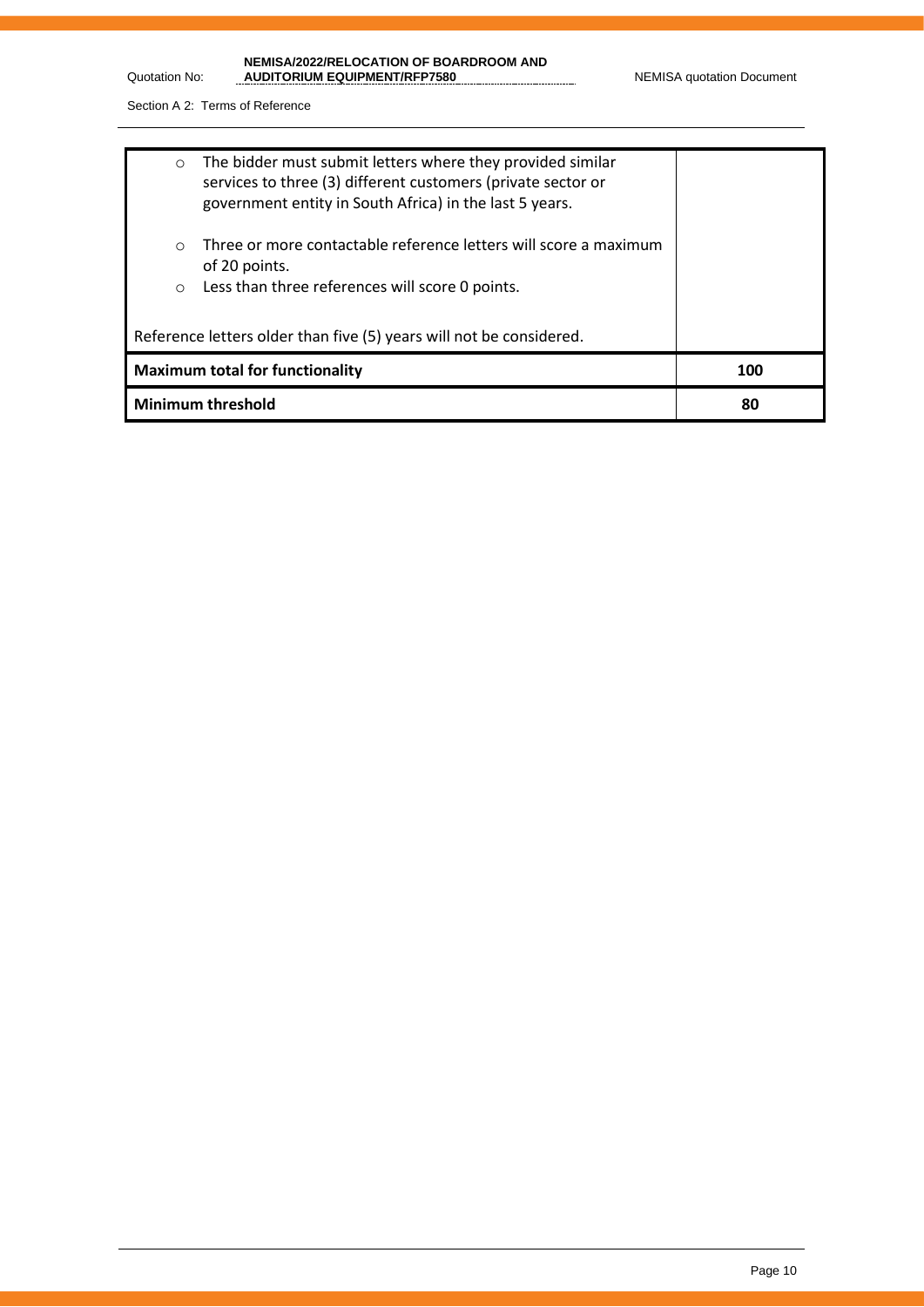| | |
|---|---|
| - The bidder must submit letters where they provided similar services to three (3) different customers (private sector or government entity in South Africa) in the last 5 years.<br><br>- Three or more contactable reference letters will score a maximum of 20 points.<br>- Less than three references will score 0 points.<br><br>Reference letters older than five (5) years will not be considered. | |
| **Maximum total for functionality** | **100** |
| **Minimum threshold** | **80** |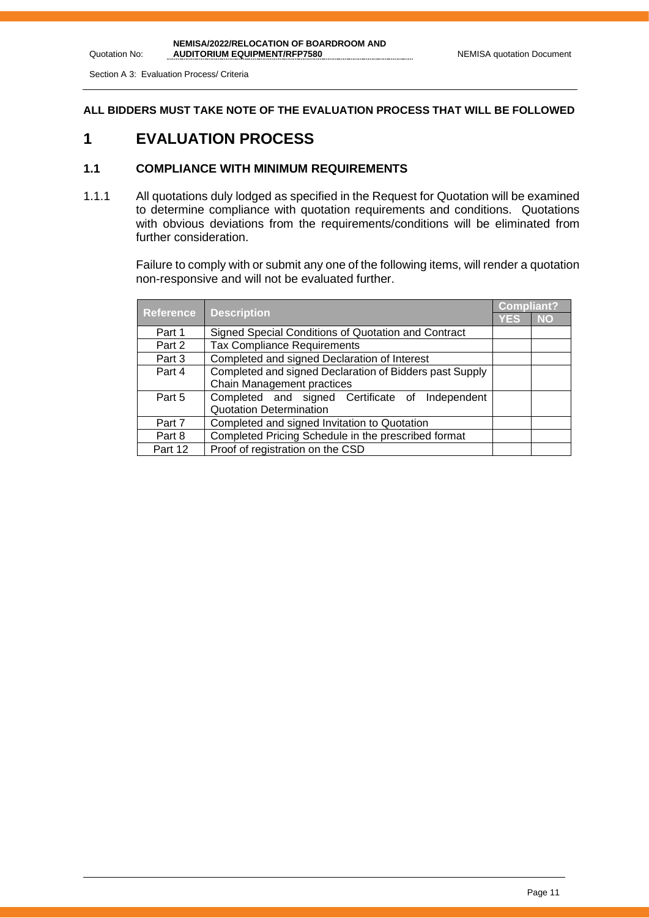**ALL BIDDERS MUST TAKE NOTE OF THE EVALUATION PROCESS THAT WILL BE FOLLOWED**

# 1 EVALUATION PROCESS

## 1.1 COMPLIANCE WITH MINIMUM REQUIREMENTS

1.1.1 All quotations duly lodged as specified in the Request for Quotation will be examined to determine compliance with quotation requirements and conditions. Quotations with obvious deviations from the requirements/conditions will be eliminated from further consideration.

Failure to comply with or submit any one of the following items, will render a quotation non-responsive and will not be evaluated further.

| Reference | Description | Compliant? | |
|---|---|---|---|
| | | YES | NO |
| Part 1 | Signed Special Conditions of Quotation and Contract | | |
| Part 2 | Tax Compliance Requirements | | |
| Part 3 | Completed and signed Declaration of Interest | | |
| Part 4 | Completed and signed Declaration of Bidders past Supply Chain Management practices | | |
| Part 5 | Completed and signed Certificate of Independent Quotation Determination | | |
| Part 7 | Completed and signed Invitation to Quotation | | |
| Part 8 | Completed Pricing Schedule in the prescribed format | | |
| Part 12 | Proof of registration on the CSD | | |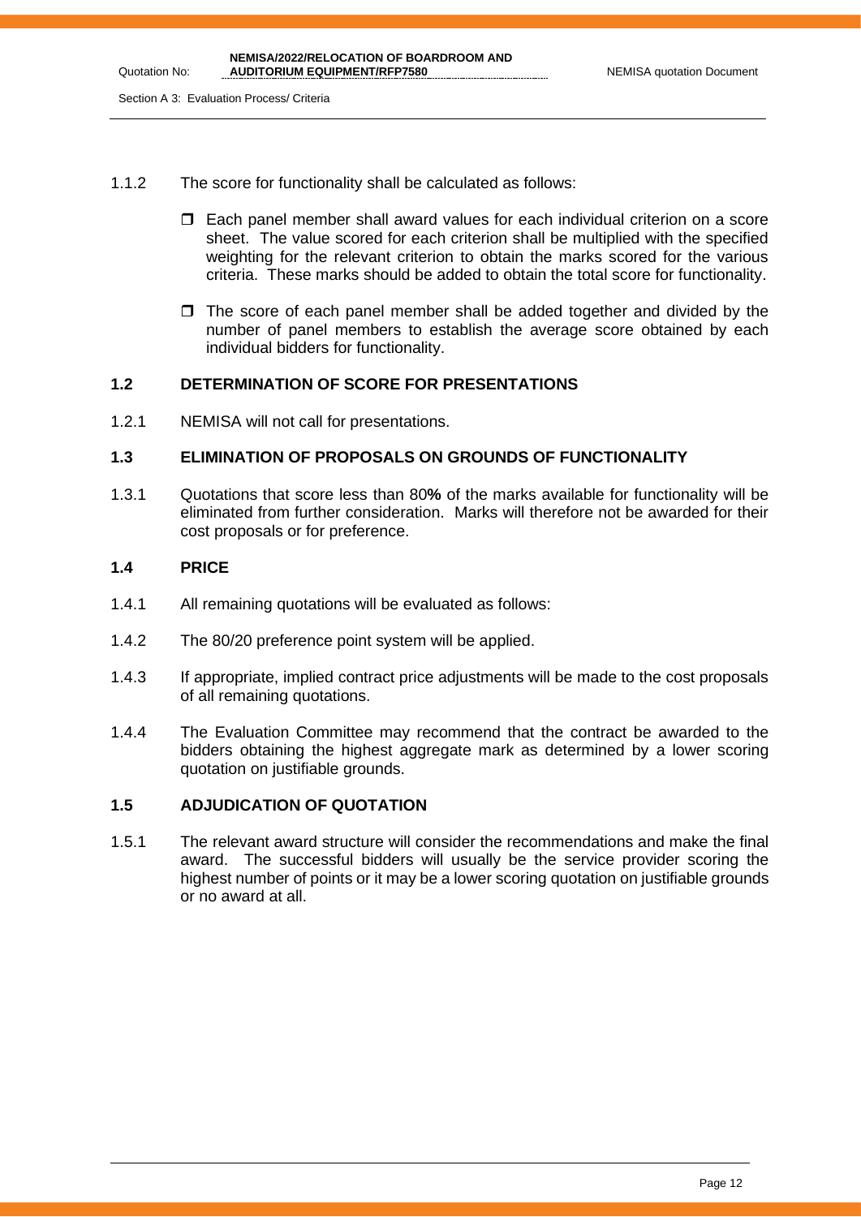1.1.2 The score for functionality shall be calculated as follows:

- Each panel member shall award values for each individual criterion on a score sheet. The value scored for each criterion shall be multiplied with the specified weighting for the relevant criterion to obtain the marks scored for the various criteria. These marks should be added to obtain the total score for functionality.
- The score of each panel member shall be added together and divided by the number of panel members to establish the average score obtained by each individual bidders for functionality.

## 1.2 DETERMINATION OF SCORE FOR PRESENTATIONS

1.2.1 NEMISA will not call for presentations.

## 1.3 ELIMINATION OF PROPOSALS ON GROUNDS OF FUNCTIONALITY

1.3.1 Quotations that score less than 80**%** of the marks available for functionality will be eliminated from further consideration. Marks will therefore not be awarded for their cost proposals or for preference.

## 1.4 PRICE

1.4.1 All remaining quotations will be evaluated as follows:

1.4.2 The 80/20 preference point system will be applied.

1.4.3 If appropriate, implied contract price adjustments will be made to the cost proposals of all remaining quotations.

1.4.4 The Evaluation Committee may recommend that the contract be awarded to the bidders obtaining the highest aggregate mark as determined by a lower scoring quotation on justifiable grounds.

## 1.5 ADJUDICATION OF QUOTATION

1.5.1 The relevant award structure will consider the recommendations and make the final award. The successful bidders will usually be the service provider scoring the highest number of points or it may be a lower scoring quotation on justifiable grounds or no award at all.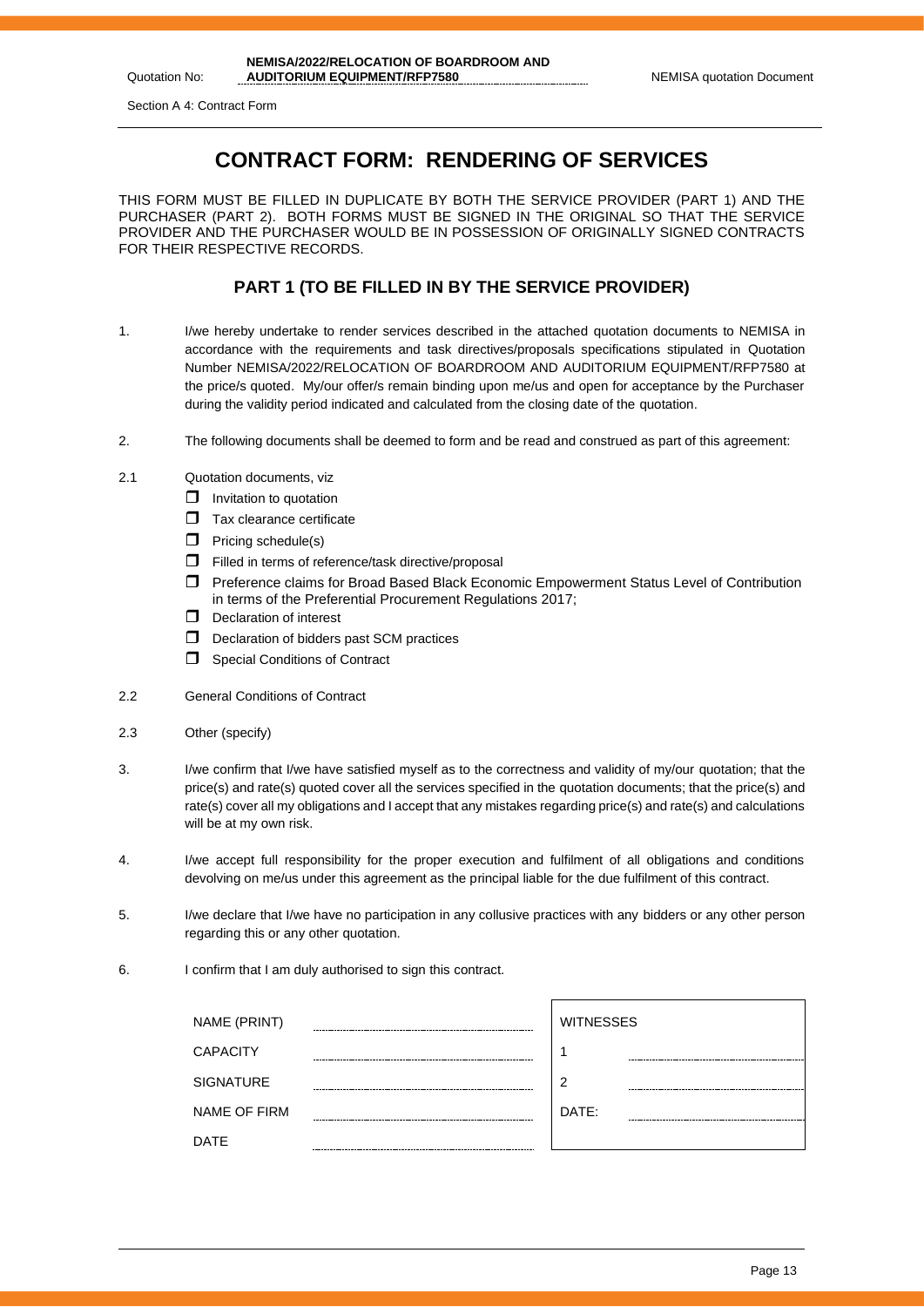Section A 4: Contract Form

# CONTRACT FORM: RENDERING OF SERVICES

THIS FORM MUST BE FILLED IN DUPLICATE BY BOTH THE SERVICE PROVIDER (PART 1) AND THE PURCHASER (PART 2). BOTH FORMS MUST BE SIGNED IN THE ORIGINAL SO THAT THE SERVICE PROVIDER AND THE PURCHASER WOULD BE IN POSSESSION OF ORIGINALLY SIGNED CONTRACTS FOR THEIR RESPECTIVE RECORDS.

## PART 1 (TO BE FILLED IN BY THE SERVICE PROVIDER)

1. I/we hereby undertake to render services described in the attached quotation documents to NEMISA in accordance with the requirements and task directives/proposals specifications stipulated in Quotation Number NEMISA/2022/RELOCATION OF BOARDROOM AND AUDITORIUM EQUIPMENT/RFP7580 at the price/s quoted. My/our offer/s remain binding upon me/us and open for acceptance by the Purchaser during the validity period indicated and calculated from the closing date of the quotation.

2. The following documents shall be deemed to form and be read and construed as part of this agreement:

2.1 Quotation documents, viz
- ☐ Invitation to quotation
- ☐ Tax clearance certificate
- ☐ Pricing schedule(s)
- ☐ Filled in terms of reference/task directive/proposal
- ☐ Preference claims for Broad Based Black Economic Empowerment Status Level of Contribution in terms of the Preferential Procurement Regulations 2017;
- ☐ Declaration of interest
- ☐ Declaration of bidders past SCM practices
- ☐ Special Conditions of Contract

2.2 General Conditions of Contract

2.3 Other (specify)

3. I/we confirm that I/we have satisfied myself as to the correctness and validity of my/our quotation; that the price(s) and rate(s) quoted cover all the services specified in the quotation documents; that the price(s) and rate(s) cover all my obligations and I accept that any mistakes regarding price(s) and rate(s) and calculations will be at my own risk.

4. I/we accept full responsibility for the proper execution and fulfilment of all obligations and conditions devolving on me/us under this agreement as the principal liable for the due fulfilment of this contract.

5. I/we declare that I/we have no participation in any collusive practices with any bidders or any other person regarding this or any other quotation.

6. I confirm that I am duly authorised to sign this contract.

| | | WITNESSES | |
|---|---|---|---|
| NAME (PRINT) | ............................ | 1 | ............................ |
| CAPACITY | ............................ | 2 | ............................ |
| SIGNATURE | ............................ | DATE: | ............................ |
| NAME OF FIRM | ............................ | | |
| DATE | ............................ | | |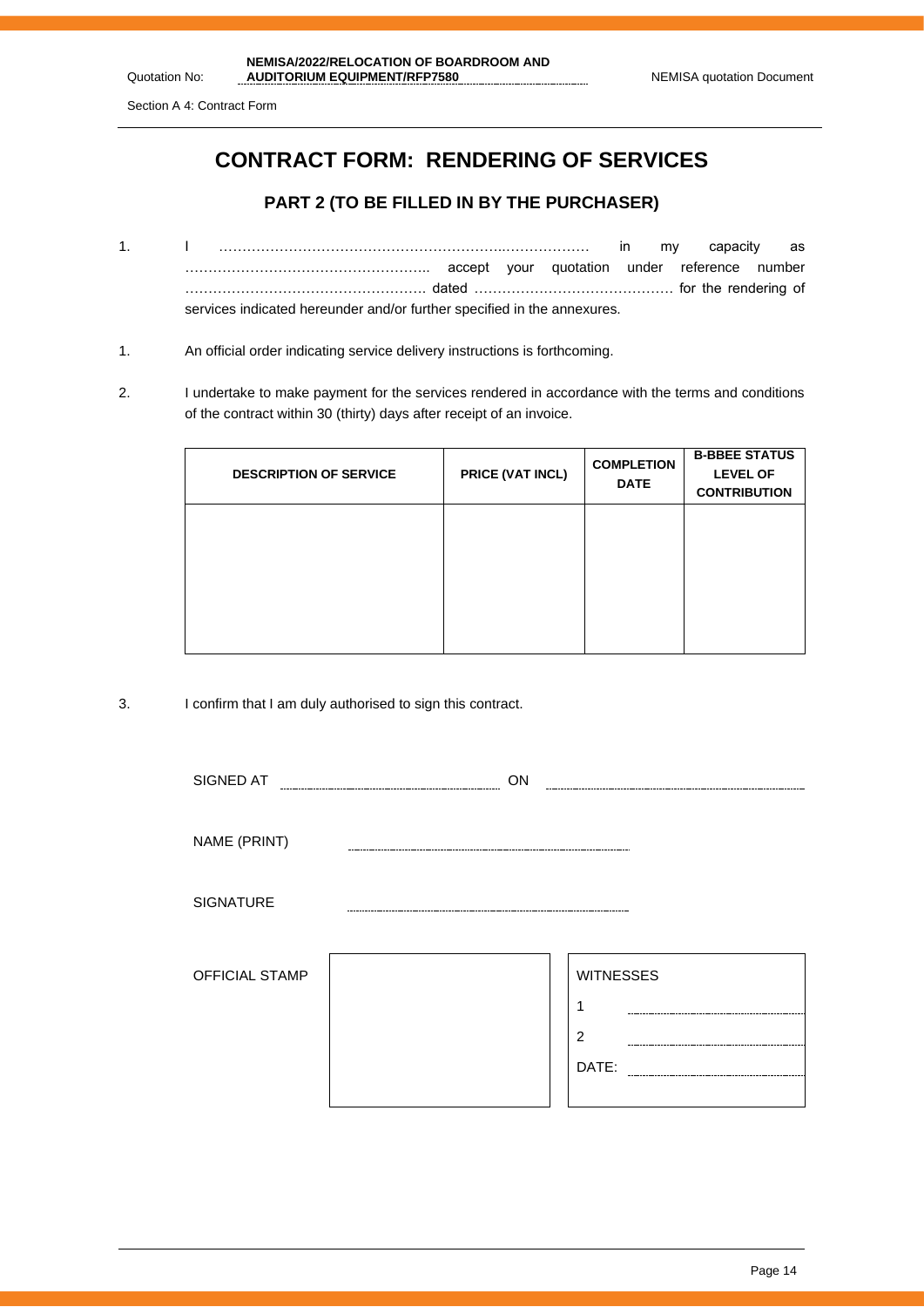Section A 4: Contract Form

# CONTRACT FORM: RENDERING OF SERVICES

## PART 2 (TO BE FILLED IN BY THE PURCHASER)

1. I ……………………………………………………..……………… in my capacity as …………………………………………….. accept your quotation under reference number ……………………………………………. dated …………………………………… for the rendering of services indicated hereunder and/or further specified in the annexures.

1. An official order indicating service delivery instructions is forthcoming.

2. I undertake to make payment for the services rendered in accordance with the terms and conditions of the contract within 30 (thirty) days after receipt of an invoice.

| DESCRIPTION OF SERVICE | PRICE (VAT INCL) | COMPLETION DATE | B-BBEE STATUS LEVEL OF CONTRIBUTION |
|---|---|---|---|
| | | | |

3. I confirm that I am duly authorised to sign this contract.

SIGNED AT ______________________ ON ______________________

NAME (PRINT) ______________________

SIGNATURE ______________________

| OFFICIAL STAMP | | WITNESSES |
|---|---|---|
| | | 1 ______________________ |
| | | 2 ______________________ |
| | | DATE: ______________________ |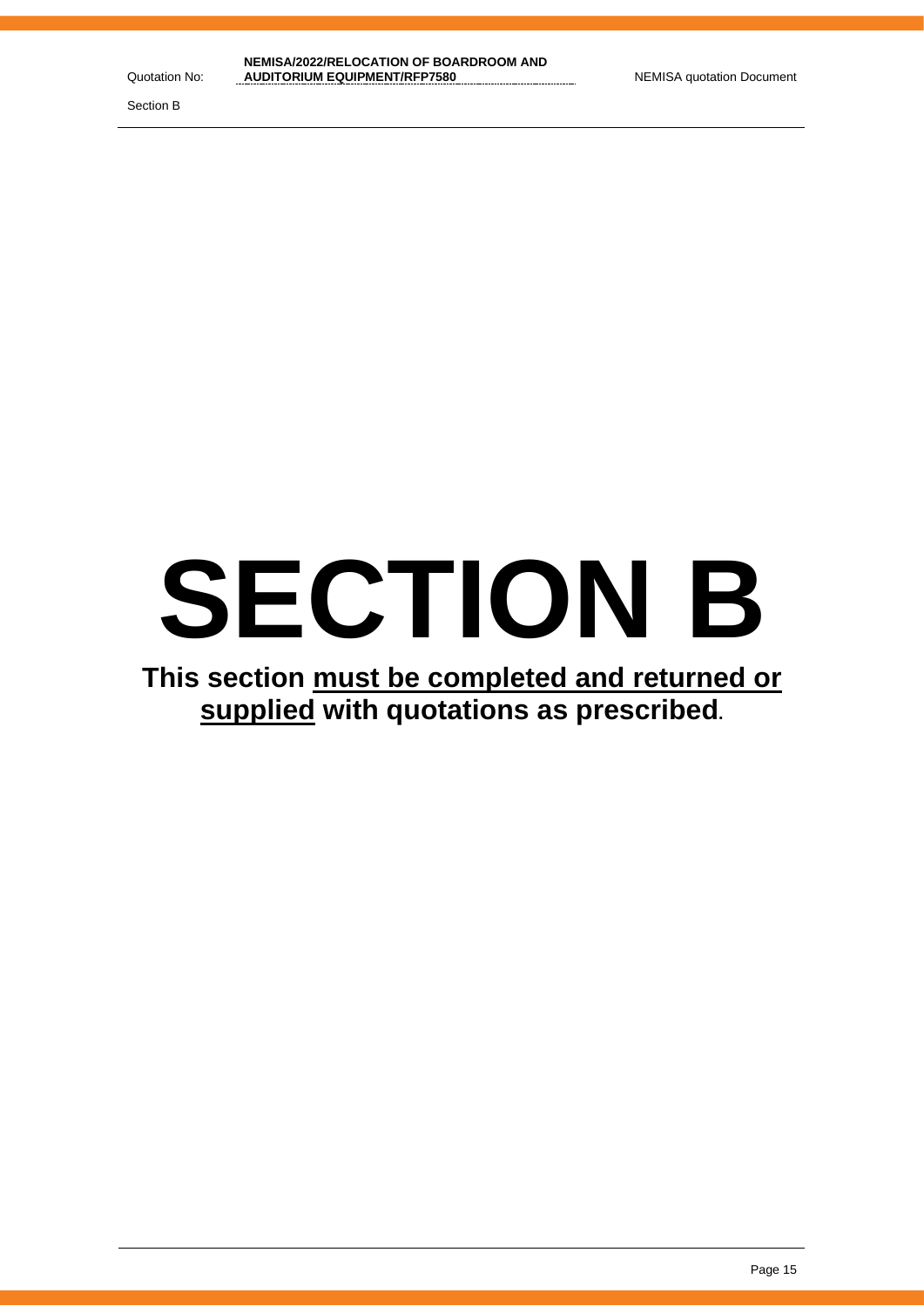# SECTION B

**This section must be completed and returned or supplied with quotations as prescribed.**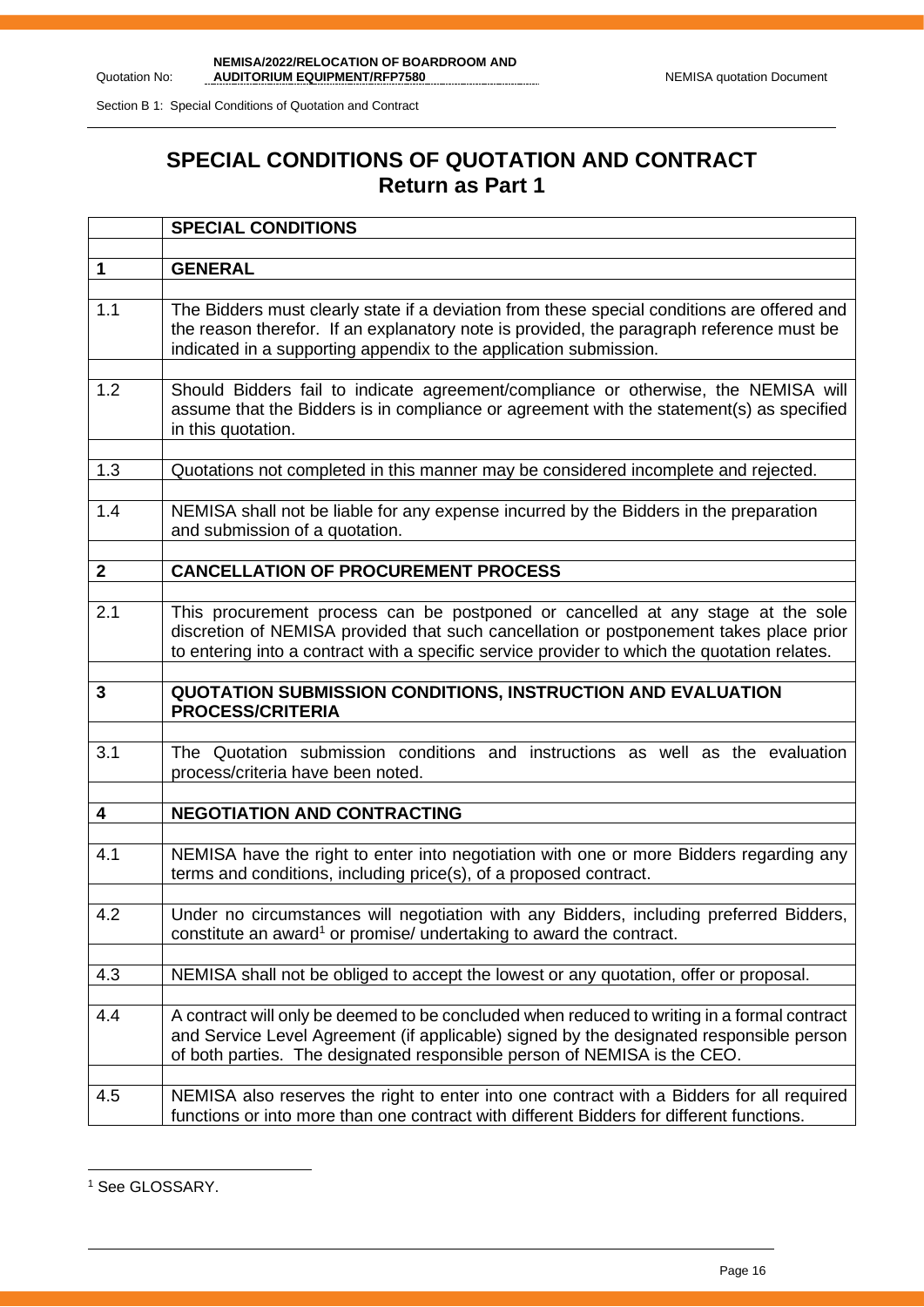# SPECIAL CONDITIONS OF QUOTATION AND CONTRACT
## Return as Part 1

| | **SPECIAL CONDITIONS** |
|---|---|
| **1** | **GENERAL** |
| 1.1 | The Bidders must clearly state if a deviation from these special conditions are offered and the reason therefor. If an explanatory note is provided, the paragraph reference must be indicated in a supporting appendix to the application submission. |
| 1.2 | Should Bidders fail to indicate agreement/compliance or otherwise, the NEMISA will assume that the Bidders is in compliance or agreement with the statement(s) as specified in this quotation. |
| 1.3 | Quotations not completed in this manner may be considered incomplete and rejected. |
| 1.4 | NEMISA shall not be liable for any expense incurred by the Bidders in the preparation and submission of a quotation. |
| **2** | **CANCELLATION OF PROCUREMENT PROCESS** |
| 2.1 | This procurement process can be postponed or cancelled at any stage at the sole discretion of NEMISA provided that such cancellation or postponement takes place prior to entering into a contract with a specific service provider to which the quotation relates. |
| **3** | **QUOTATION SUBMISSION CONDITIONS, INSTRUCTION AND EVALUATION PROCESS/CRITERIA** |
| 3.1 | The Quotation submission conditions and instructions as well as the evaluation process/criteria have been noted. |
| **4** | **NEGOTIATION AND CONTRACTING** |
| 4.1 | NEMISA have the right to enter into negotiation with one or more Bidders regarding any terms and conditions, including price(s), of a proposed contract. |
| 4.2 | Under no circumstances will negotiation with any Bidders, including preferred Bidders, constitute an award[1] or promise/ undertaking to award the contract. |
| 4.3 | NEMISA shall not be obliged to accept the lowest or any quotation, offer or proposal. |
| 4.4 | A contract will only be deemed to be concluded when reduced to writing in a formal contract and Service Level Agreement (if applicable) signed by the designated responsible person of both parties. The designated responsible person of NEMISA is the CEO. |
| 4.5 | NEMISA also reserves the right to enter into one contract with a Bidders for all required functions or into more than one contract with different Bidders for different functions. |

[1] See GLOSSARY.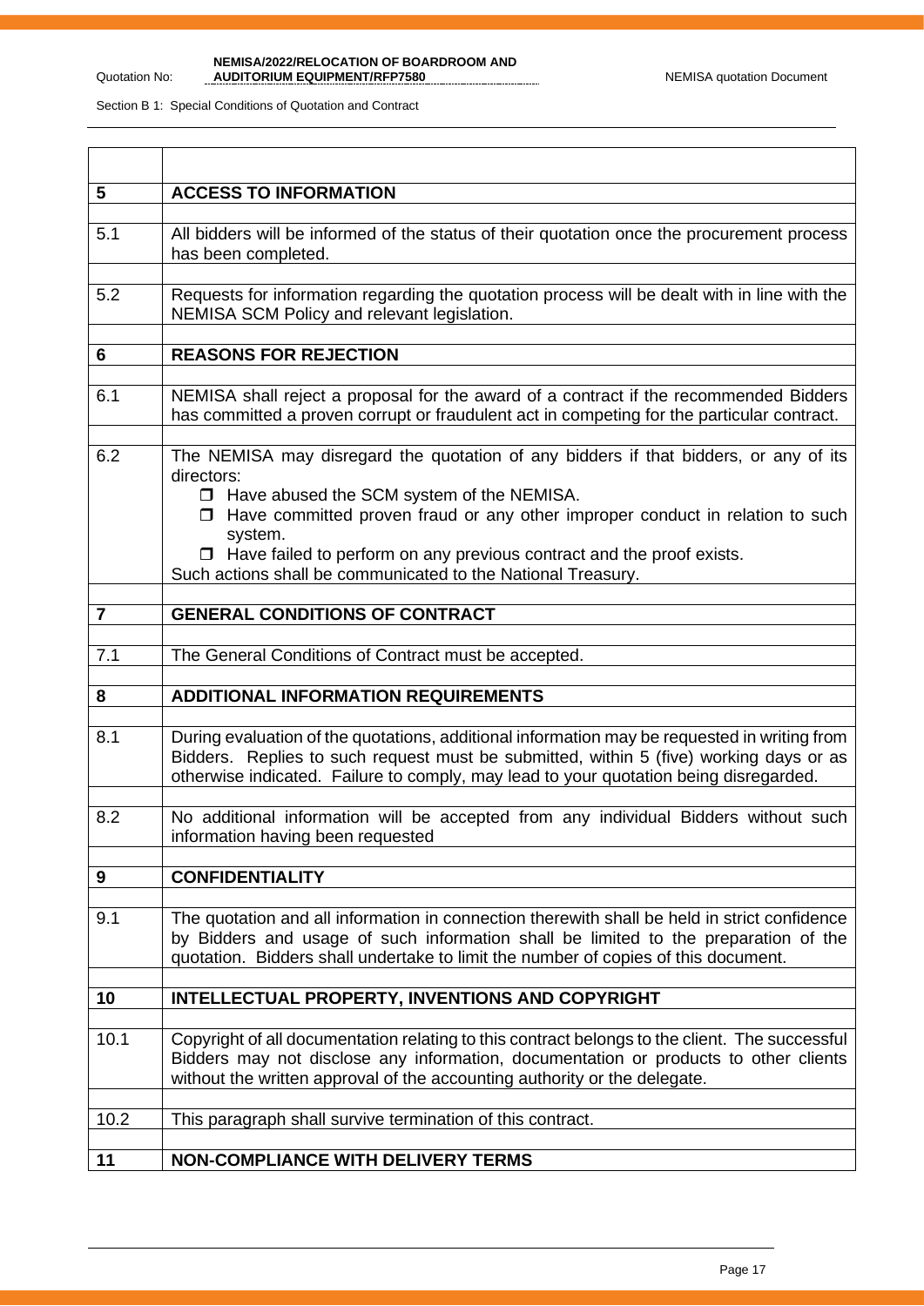| | |
|---|---|
| **5** | **ACCESS TO INFORMATION** |
| 5.1 | All bidders will be informed of the status of their quotation once the procurement process has been completed. |
| 5.2 | Requests for information regarding the quotation process will be dealt with in line with the NEMISA SCM Policy and relevant legislation. |
| **6** | **REASONS FOR REJECTION** |
| 6.1 | NEMISA shall reject a proposal for the award of a contract if the recommended Bidders has committed a proven corrupt or fraudulent act in competing for the particular contract. |
| 6.2 | The NEMISA may disregard the quotation of any bidders if that bidders, or any of its directors:<br>❒ Have abused the SCM system of the NEMISA.<br>❒ Have committed proven fraud or any other improper conduct in relation to such system.<br>❒ Have failed to perform on any previous contract and the proof exists.<br>Such actions shall be communicated to the National Treasury. |
| **7** | **GENERAL CONDITIONS OF CONTRACT** |
| 7.1 | The General Conditions of Contract must be accepted. |
| **8** | **ADDITIONAL INFORMATION REQUIREMENTS** |
| 8.1 | During evaluation of the quotations, additional information may be requested in writing from Bidders. Replies to such request must be submitted, within 5 (five) working days or as otherwise indicated. Failure to comply, may lead to your quotation being disregarded. |
| 8.2 | No additional information will be accepted from any individual Bidders without such information having been requested |
| **9** | **CONFIDENTIALITY** |
| 9.1 | The quotation and all information in connection therewith shall be held in strict confidence by Bidders and usage of such information shall be limited to the preparation of the quotation. Bidders shall undertake to limit the number of copies of this document. |
| **10** | **INTELLECTUAL PROPERTY, INVENTIONS AND COPYRIGHT** |
| 10.1 | Copyright of all documentation relating to this contract belongs to the client. The successful Bidders may not disclose any information, documentation or products to other clients without the written approval of the accounting authority or the delegate. |
| 10.2 | This paragraph shall survive termination of this contract. |
| **11** | **NON-COMPLIANCE WITH DELIVERY TERMS** |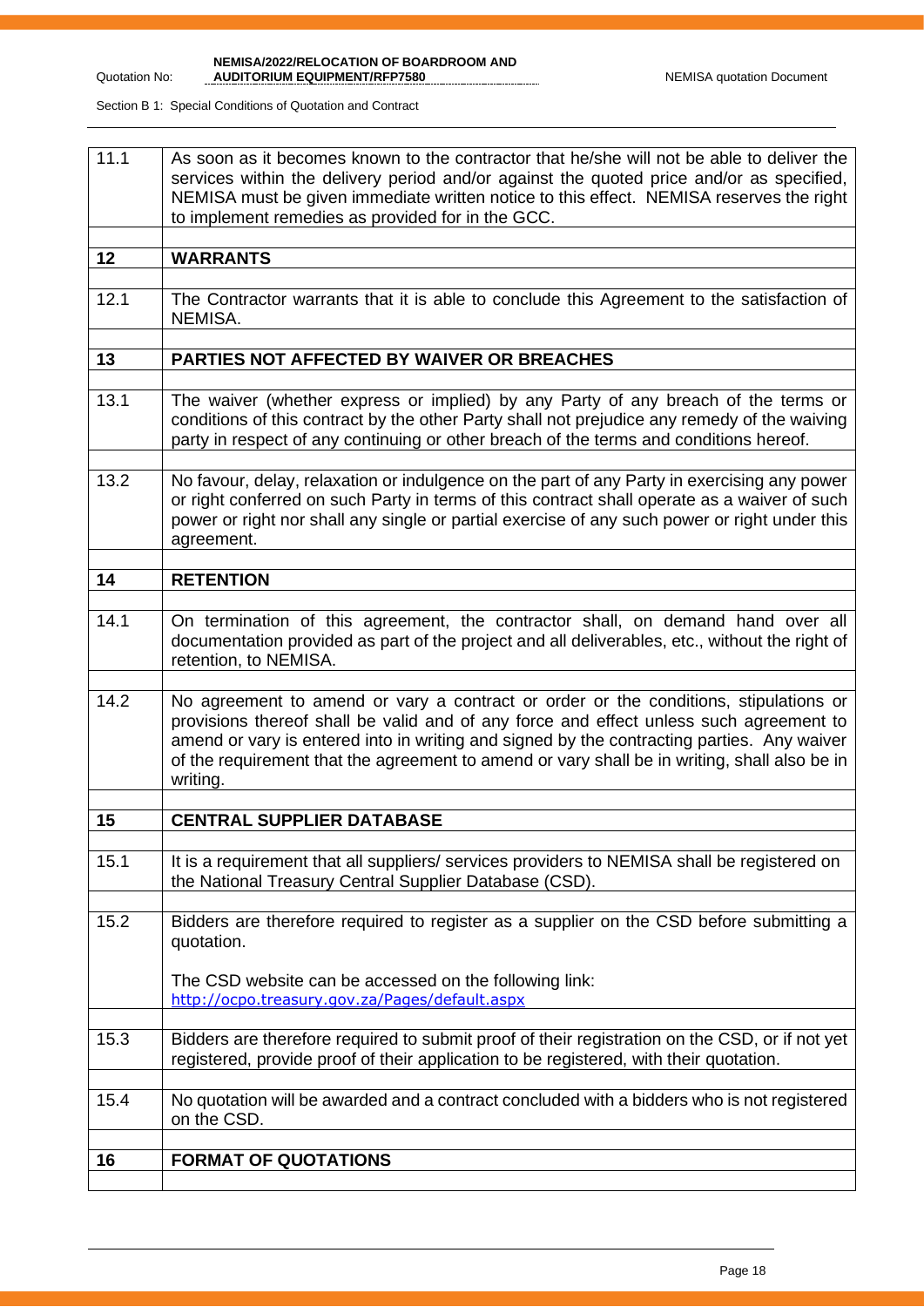| | |
|---|---|
| 11.1 | As soon as it becomes known to the contractor that he/she will not be able to deliver the services within the delivery period and/or against the quoted price and/or as specified, NEMISA must be given immediate written notice to this effect. NEMISA reserves the right to implement remedies as provided for in the GCC. |
| | |
| **12** | **WARRANTS** |
| | |
| 12.1 | The Contractor warrants that it is able to conclude this Agreement to the satisfaction of NEMISA. |
| | |
| **13** | **PARTIES NOT AFFECTED BY WAIVER OR BREACHES** |
| | |
| 13.1 | The waiver (whether express or implied) by any Party of any breach of the terms or conditions of this contract by the other Party shall not prejudice any remedy of the waiving party in respect of any continuing or other breach of the terms and conditions hereof. |
| | |
| 13.2 | No favour, delay, relaxation or indulgence on the part of any Party in exercising any power or right conferred on such Party in terms of this contract shall operate as a waiver of such power or right nor shall any single or partial exercise of any such power or right under this agreement. |
| | |
| **14** | **RETENTION** |
| | |
| 14.1 | On termination of this agreement, the contractor shall, on demand hand over all documentation provided as part of the project and all deliverables, etc., without the right of retention, to NEMISA. |
| | |
| 14.2 | No agreement to amend or vary a contract or order or the conditions, stipulations or provisions thereof shall be valid and of any force and effect unless such agreement to amend or vary is entered into in writing and signed by the contracting parties. Any waiver of the requirement that the agreement to amend or vary shall be in writing, shall also be in writing. |
| | |
| **15** | **CENTRAL SUPPLIER DATABASE** |
| | |
| 15.1 | It is a requirement that all suppliers/ services providers to NEMISA shall be registered on the National Treasury Central Supplier Database (CSD). |
| | |
| 15.2 | Bidders are therefore required to register as a supplier on the CSD before submitting a quotation.<br><br>The CSD website can be accessed on the following link:<br>http://ocpo.treasury.gov.za/Pages/default.aspx |
| | |
| 15.3 | Bidders are therefore required to submit proof of their registration on the CSD, or if not yet registered, provide proof of their application to be registered, with their quotation. |
| | |
| 15.4 | No quotation will be awarded and a contract concluded with a bidders who is not registered on the CSD. |
| | |
| **16** | **FORMAT OF QUOTATIONS** |
| | |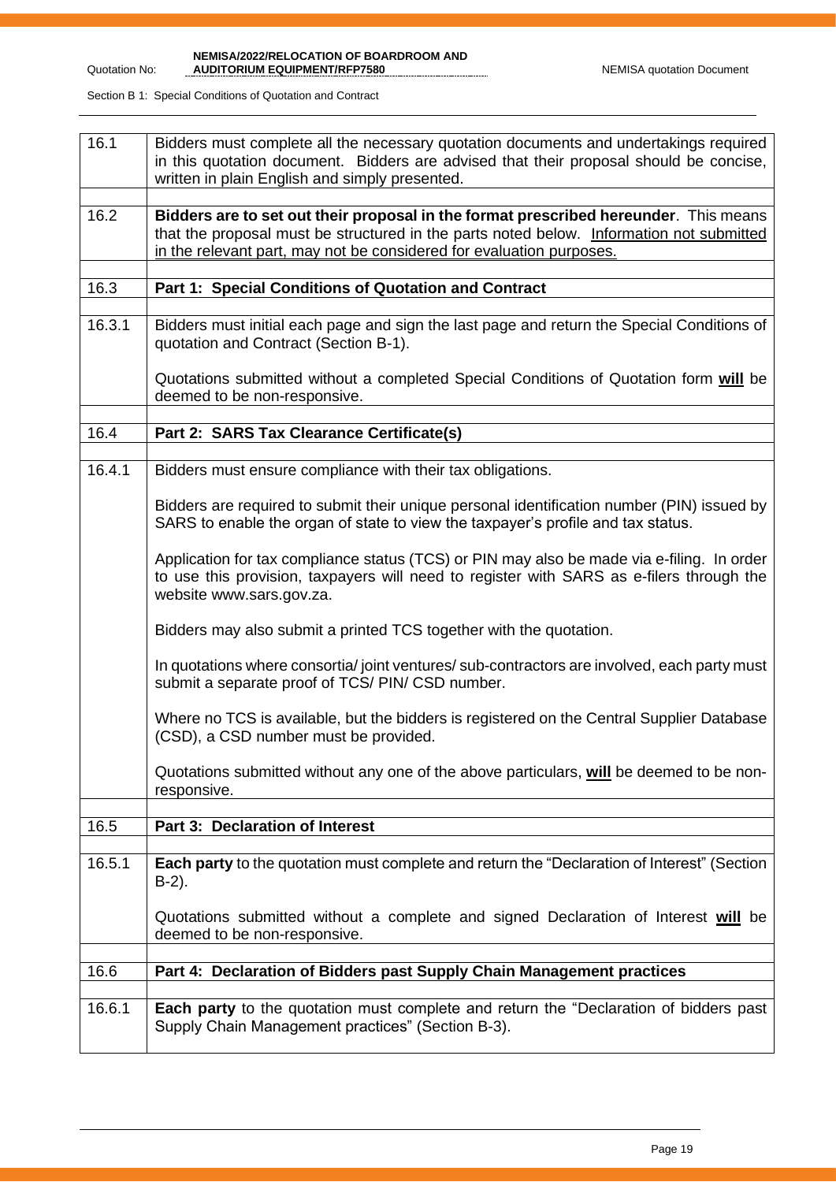Section B 1: Special Conditions of Quotation and Contract

| | |
|---|---|
| 16.1 | Bidders must complete all the necessary quotation documents and undertakings required in this quotation document. Bidders are advised that their proposal should be concise, written in plain English and simply presented. |
| | |
| 16.2 | **Bidders are to set out their proposal in the format prescribed hereunder**. This means that the proposal must be structured in the parts noted below. Information not submitted in the relevant part, may not be considered for evaluation purposes. |
| | |
| 16.3 | **Part 1: Special Conditions of Quotation and Contract** |
| | |
| 16.3.1 | Bidders must initial each page and sign the last page and return the Special Conditions of quotation and Contract (Section B-1).<br><br>Quotations submitted without a completed Special Conditions of Quotation form **will** be deemed to be non-responsive. |
| | |
| 16.4 | **Part 2: SARS Tax Clearance Certificate(s)** |
| | |
| 16.4.1 | Bidders must ensure compliance with their tax obligations.<br><br>Bidders are required to submit their unique personal identification number (PIN) issued by SARS to enable the organ of state to view the taxpayer's profile and tax status.<br><br>Application for tax compliance status (TCS) or PIN may also be made via e-filing. In order to use this provision, taxpayers will need to register with SARS as e-filers through the website www.sars.gov.za.<br><br>Bidders may also submit a printed TCS together with the quotation.<br><br>In quotations where consortia/ joint ventures/ sub-contractors are involved, each party must submit a separate proof of TCS/ PIN/ CSD number.<br><br>Where no TCS is available, but the bidders is registered on the Central Supplier Database (CSD), a CSD number must be provided.<br><br>Quotations submitted without any one of the above particulars, **will** be deemed to be non-responsive. |
| | |
| 16.5 | **Part 3: Declaration of Interest** |
| | |
| 16.5.1 | **Each party** to the quotation must complete and return the "Declaration of Interest" (Section B-2).<br><br>Quotations submitted without a complete and signed Declaration of Interest **will** be deemed to be non-responsive. |
| | |
| 16.6 | **Part 4: Declaration of Bidders past Supply Chain Management practices** |
| | |
| 16.6.1 | **Each party** to the quotation must complete and return the "Declaration of bidders past Supply Chain Management practices" (Section B-3). |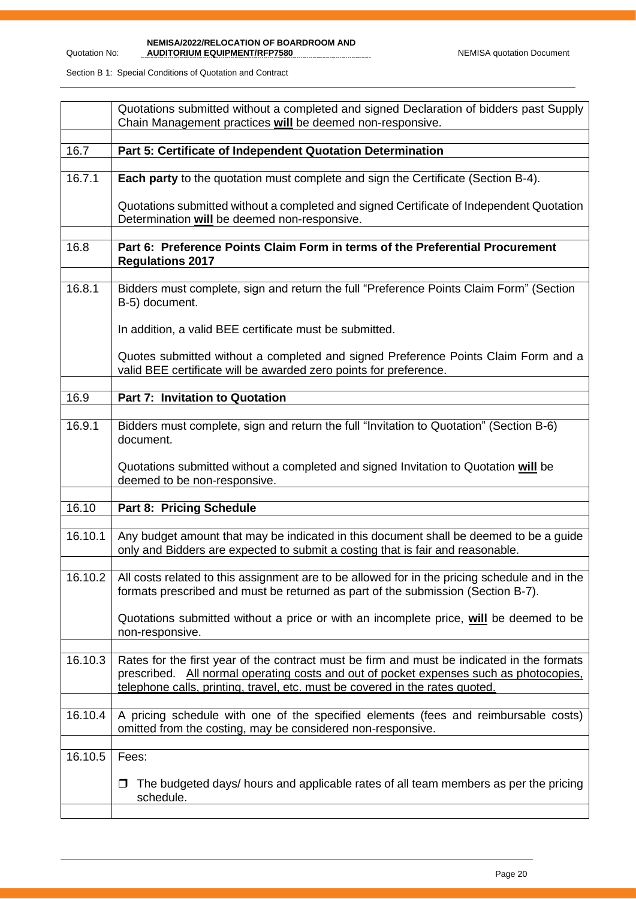| | |
|---|---|
| | Quotations submitted without a completed and signed Declaration of bidders past Supply Chain Management practices **will** be deemed non-responsive. |
| | |
| 16.7 | **Part 5: Certificate of Independent Quotation Determination** |
| | |
| 16.7.1 | **Each party** to the quotation must complete and sign the Certificate (Section B-4).<br><br>Quotations submitted without a completed and signed Certificate of Independent Quotation Determination **will** be deemed non-responsive. |
| | |
| 16.8 | **Part 6: Preference Points Claim Form in terms of the Preferential Procurement Regulations 2017** |
| | |
| 16.8.1 | Bidders must complete, sign and return the full "Preference Points Claim Form" (Section B-5) document.<br><br>In addition, a valid BEE certificate must be submitted.<br><br>Quotes submitted without a completed and signed Preference Points Claim Form and a valid BEE certificate will be awarded zero points for preference. |
| | |
| 16.9 | **Part 7: Invitation to Quotation** |
| | |
| 16.9.1 | Bidders must complete, sign and return the full "Invitation to Quotation" (Section B-6) document.<br><br>Quotations submitted without a completed and signed Invitation to Quotation **will** be deemed to be non-responsive. |
| | |
| 16.10 | **Part 8: Pricing Schedule** |
| | |
| 16.10.1 | Any budget amount that may be indicated in this document shall be deemed to be a guide only and Bidders are expected to submit a costing that is fair and reasonable. |
| | |
| 16.10.2 | All costs related to this assignment are to be allowed for in the pricing schedule and in the formats prescribed and must be returned as part of the submission (Section B-7).<br><br>Quotations submitted without a price or with an incomplete price, **will** be deemed to be non-responsive. |
| | |
| 16.10.3 | Rates for the first year of the contract must be firm and must be indicated in the formats prescribed. <u>All normal operating costs and out of pocket expenses such as photocopies, telephone calls, printing, travel, etc. must be covered in the rates quoted.</u> |
| | |
| 16.10.4 | A pricing schedule with one of the specified elements (fees and reimbursable costs) omitted from the costing, may be considered non-responsive. |
| | |
| 16.10.5 | Fees:<br><br>❒ The budgeted days/ hours and applicable rates of all team members as per the pricing schedule. |
| | |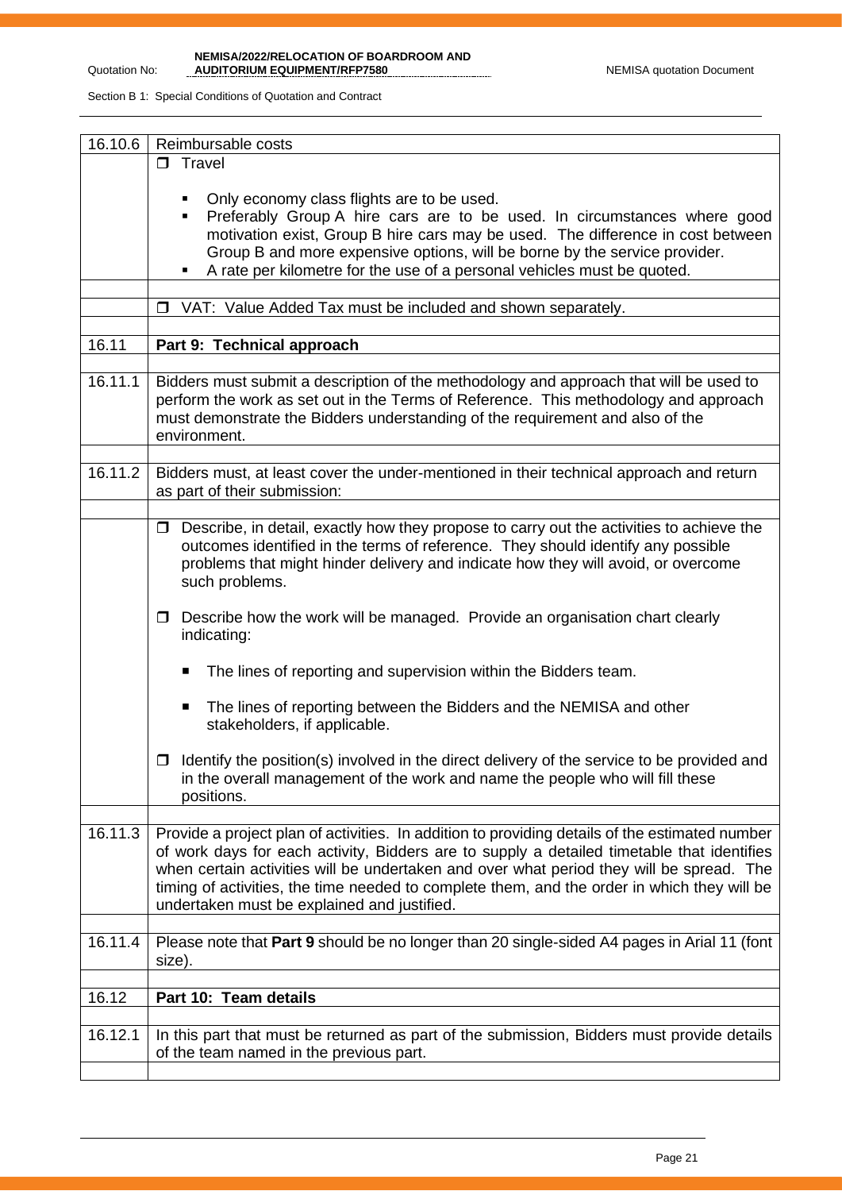| 16.10.6 | Reimbursable costs |
|---|---|
| | ❒ Travel<br><br>▪ Only economy class flights are to be used.<br>▪ Preferably Group A hire cars are to be used. In circumstances where good motivation exist, Group B hire cars may be used. The difference in cost between Group B and more expensive options, will be borne by the service provider.<br>▪ A rate per kilometre for the use of a personal vehicles must be quoted. |
| | |
| | ❒ VAT: Value Added Tax must be included and shown separately. |
| | |
| 16.11 | **Part 9: Technical approach** |
| | |
| 16.11.1 | Bidders must submit a description of the methodology and approach that will be used to perform the work as set out in the Terms of Reference. This methodology and approach must demonstrate the Bidders understanding of the requirement and also of the environment. |
| | |
| 16.11.2 | Bidders must, at least cover the under-mentioned in their technical approach and return as part of their submission: |
| | |
| | ❒ Describe, in detail, exactly how they propose to carry out the activities to achieve the outcomes identified in the terms of reference. They should identify any possible problems that might hinder delivery and indicate how they will avoid, or overcome such problems.<br><br>❒ Describe how the work will be managed. Provide an organisation chart clearly indicating:<br><br>▪ The lines of reporting and supervision within the Bidders team.<br><br>▪ The lines of reporting between the Bidders and the NEMISA and other stakeholders, if applicable.<br><br>❒ Identify the position(s) involved in the direct delivery of the service to be provided and in the overall management of the work and name the people who will fill these positions. |
| | |
| 16.11.3 | Provide a project plan of activities. In addition to providing details of the estimated number of work days for each activity, Bidders are to supply a detailed timetable that identifies when certain activities will be undertaken and over what period they will be spread. The timing of activities, the time needed to complete them, and the order in which they will be undertaken must be explained and justified. |
| | |
| 16.11.4 | Please note that **Part 9** should be no longer than 20 single-sided A4 pages in Arial 11 (font size). |
| | |
| 16.12 | **Part 10: Team details** |
| | |
| 16.12.1 | In this part that must be returned as part of the submission, Bidders must provide details of the team named in the previous part. |
| | |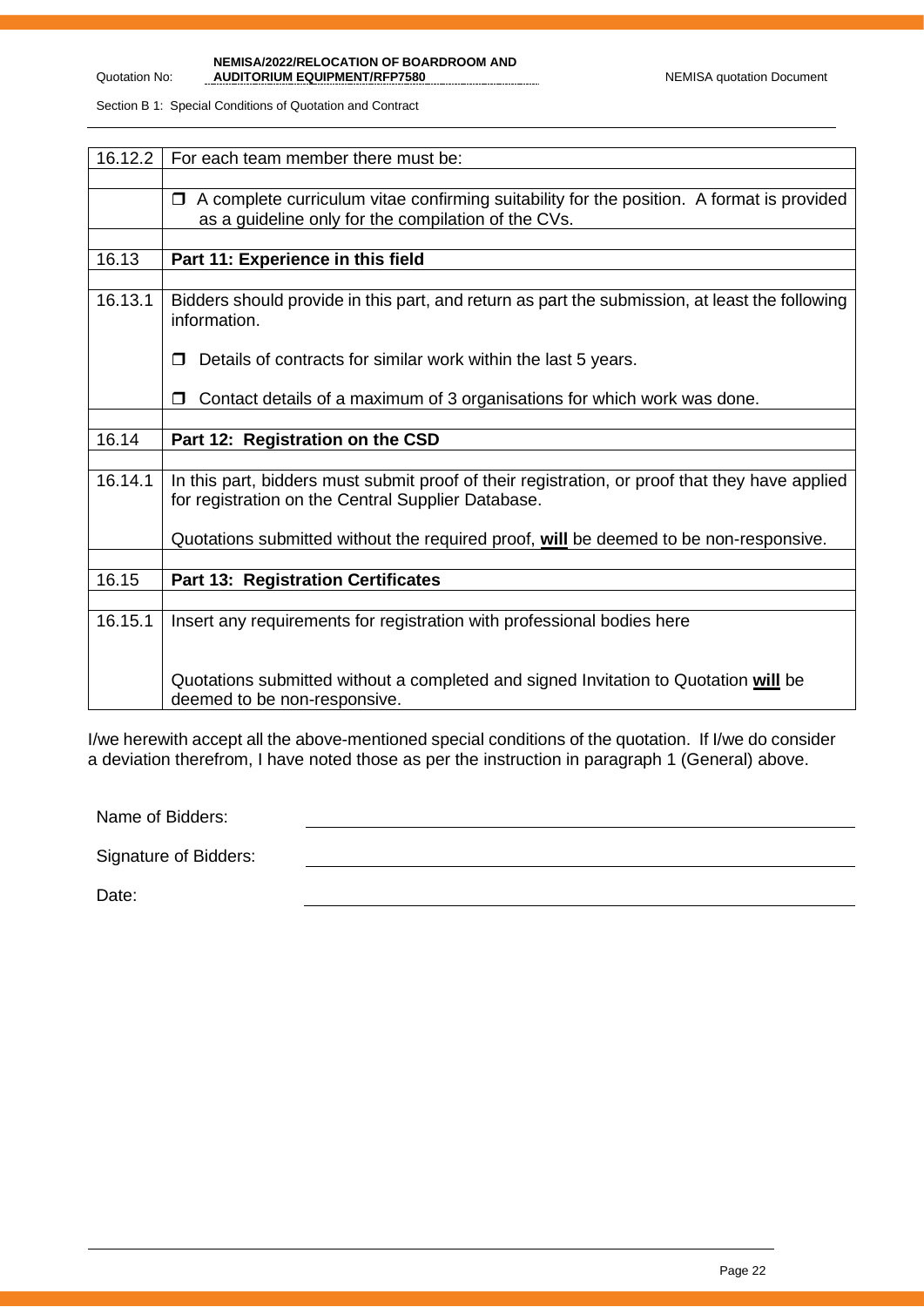| 16.12.2 | For each team member there must be: |
| --- | --- |
| | |
| | ❒ A complete curriculum vitae confirming suitability for the position. A format is provided as a guideline only for the compilation of the CVs. |
| | |
| 16.13 | **Part 11: Experience in this field** |
| | |
| 16.13.1 | Bidders should provide in this part, and return as part the submission, at least the following information.<br><br>❒ Details of contracts for similar work within the last 5 years.<br><br>❒ Contact details of a maximum of 3 organisations for which work was done. |
| | |
| 16.14 | **Part 12: Registration on the CSD** |
| | |
| 16.14.1 | In this part, bidders must submit proof of their registration, or proof that they have applied for registration on the Central Supplier Database.<br><br>Quotations submitted without the required proof, **will** be deemed to be non-responsive. |
| | |
| 16.15 | **Part 13: Registration Certificates** |
| | |
| 16.15.1 | Insert any requirements for registration with professional bodies here<br><br>Quotations submitted without a completed and signed Invitation to Quotation **will** be deemed to be non-responsive. |

I/we herewith accept all the above-mentioned special conditions of the quotation. If I/we do consider a deviation therefrom, I have noted those as per the instruction in paragraph 1 (General) above.

Name of Bidders: ______________________________

Signature of Bidders: ______________________________

Date: ______________________________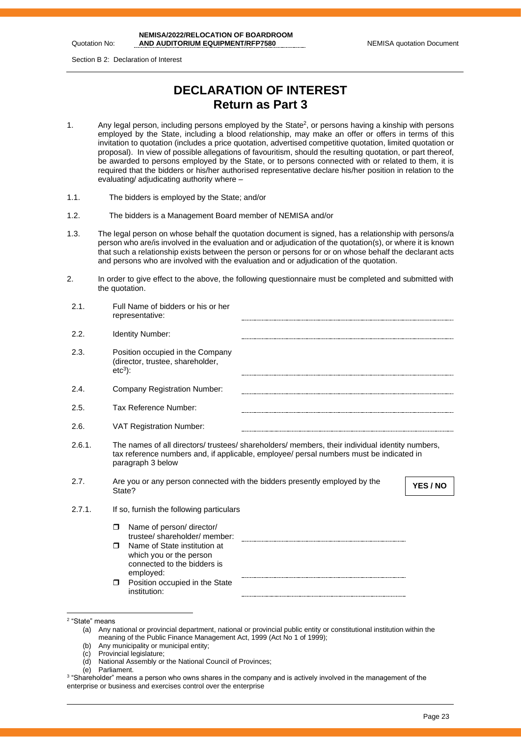# DECLARATION OF INTEREST
## Return as Part 3

1. Any legal person, including persons employed by the State[2], or persons having a kinship with persons employed by the State, including a blood relationship, may make an offer or offers in terms of this invitation to quotation (includes a price quotation, advertised competitive quotation, limited quotation or proposal). In view of possible allegations of favouritism, should the resulting quotation, or part thereof, be awarded to persons employed by the State, or to persons connected with or related to them, it is required that the bidders or his/her authorised representative declare his/her position in relation to the evaluating/ adjudicating authority where –

1.1. The bidders is employed by the State; and/or

1.2. The bidders is a Management Board member of NEMISA and/or

1.3. The legal person on whose behalf the quotation document is signed, has a relationship with persons/a person who are/is involved in the evaluation and or adjudication of the quotation(s), or where it is known that such a relationship exists between the person or persons for or on whose behalf the declarant acts and persons who are involved with the evaluation and or adjudication of the quotation.

2. In order to give effect to the above, the following questionnaire must be completed and submitted with the quotation.

2.1. Full Name of bidders or his or her representative: ..............................

2.2. Identity Number: ..............................

2.3. Position occupied in the Company (director, trustee, shareholder, etc[3]): ..............................

2.4. Company Registration Number: ..............................

2.5. Tax Reference Number: ..............................

2.6. VAT Registration Number: ..............................

2.6.1. The names of all directors/ trustees/ shareholders/ members, their individual identity numbers, tax reference numbers and, if applicable, employee/ persal numbers must be indicated in paragraph 3 below

2.7. Are you or any person connected with the bidders presently employed by the State? **YES / NO**

2.7.1. If so, furnish the following particulars

- ☐ Name of person/ director/ trustee/ shareholder/ member: ..............................
- ☐ Name of State institution at which you or the person connected to the bidders is employed: ..............................
- ☐ Position occupied in the State institution: ..............................

---

[2] "State" means
(a) Any national or provincial department, national or provincial public entity or constitutional institution within the meaning of the Public Finance Management Act, 1999 (Act No 1 of 1999);
(b) Any municipality or municipal entity;
(c) Provincial legislature;
(d) National Assembly or the National Council of Provinces;
(e) Parliament.

[3] "Shareholder" means a person who owns shares in the company and is actively involved in the management of the enterprise or business and exercises control over the enterprise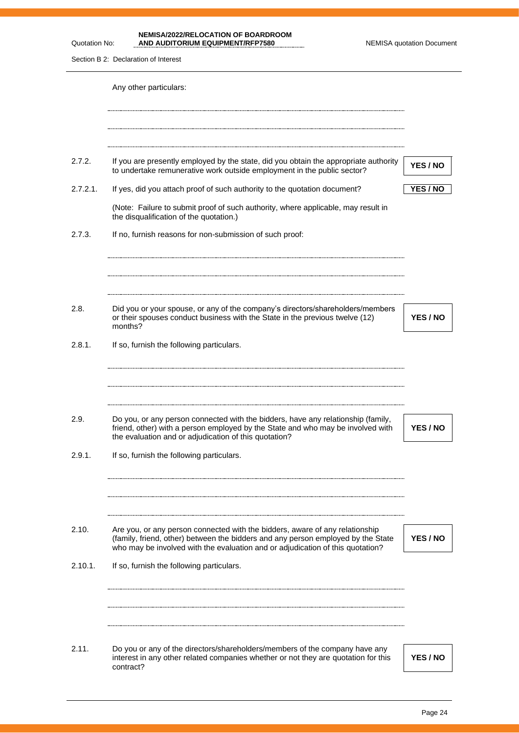Any other particulars:

..............................................................................................................................

..............................................................................................................................

..............................................................................................................................

| | | |
|---|---|---|
| 2.7.2. | If you are presently employed by the state, did you obtain the appropriate authority to undertake remunerative work outside employment in the public sector? | **YES / NO** |
| 2.7.2.1. | If yes, did you attach proof of such authority to the quotation document? | **YES / NO** |

(Note: Failure to submit proof of such authority, where applicable, may result in the disqualification of the quotation.)

2.7.3. If no, furnish reasons for non-submission of such proof:

..............................................................................................................................

..............................................................................................................................

..............................................................................................................................

| | | |
|---|---|---|
| 2.8. | Did you or your spouse, or any of the company's directors/shareholders/members or their spouses conduct business with the State in the previous twelve (12) months? | **YES / NO** |

2.8.1. If so, furnish the following particulars.

..............................................................................................................................

..............................................................................................................................

..............................................................................................................................

| | | |
|---|---|---|
| 2.9. | Do you, or any person connected with the bidders, have any relationship (family, friend, other) with a person employed by the State and who may be involved with the evaluation and or adjudication of this quotation? | **YES / NO** |

2.9.1. If so, furnish the following particulars.

..............................................................................................................................

..............................................................................................................................

..............................................................................................................................

| | | |
|---|---|---|
| 2.10. | Are you, or any person connected with the bidders, aware of any relationship (family, friend, other) between the bidders and any person employed by the State who may be involved with the evaluation and or adjudication of this quotation? | **YES / NO** |

2.10.1. If so, furnish the following particulars.

..............................................................................................................................

..............................................................................................................................

..............................................................................................................................

| | | |
|---|---|---|
| 2.11. | Do you or any of the directors/shareholders/members of the company have any interest in any other related companies whether or not they are quotation for this contract? | **YES / NO** |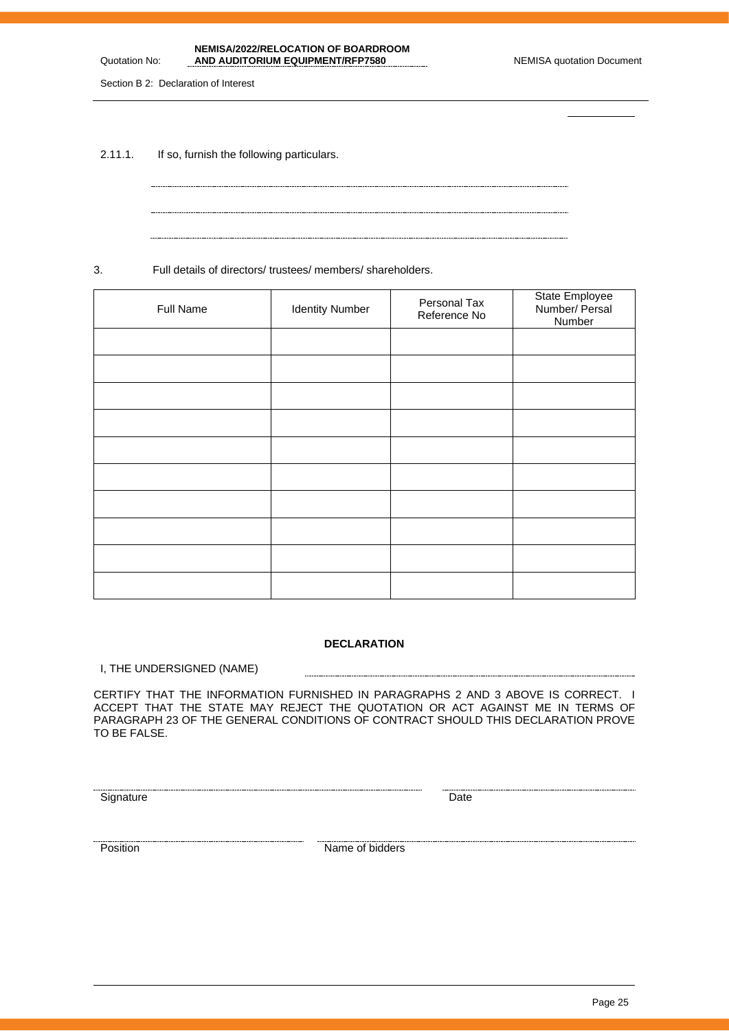2.11.1. If so, furnish the following particulars.

.................................................................................................................................

.................................................................................................................................

.................................................................................................................................

3. Full details of directors/ trustees/ members/ shareholders.

| Full Name | Identity Number | Personal Tax Reference No | State Employee Number/ Persal Number |
|---|---|---|---|
| | | | |
| | | | |
| | | | |
| | | | |
| | | | |
| | | | |
| | | | |
| | | | |
| | | | |
| | | | |

**DECLARATION**

I, THE UNDERSIGNED (NAME) .................................................................................................

CERTIFY THAT THE INFORMATION FURNISHED IN PARAGRAPHS 2 AND 3 ABOVE IS CORRECT. I ACCEPT THAT THE STATE MAY REJECT THE QUOTATION OR ACT AGAINST ME IN TERMS OF PARAGRAPH 23 OF THE GENERAL CONDITIONS OF CONTRACT SHOULD THIS DECLARATION PROVE TO BE FALSE.

.................................................................................................
Signature

.................................................................
Date

.................................................................
Position

.................................................................................................
Name of bidders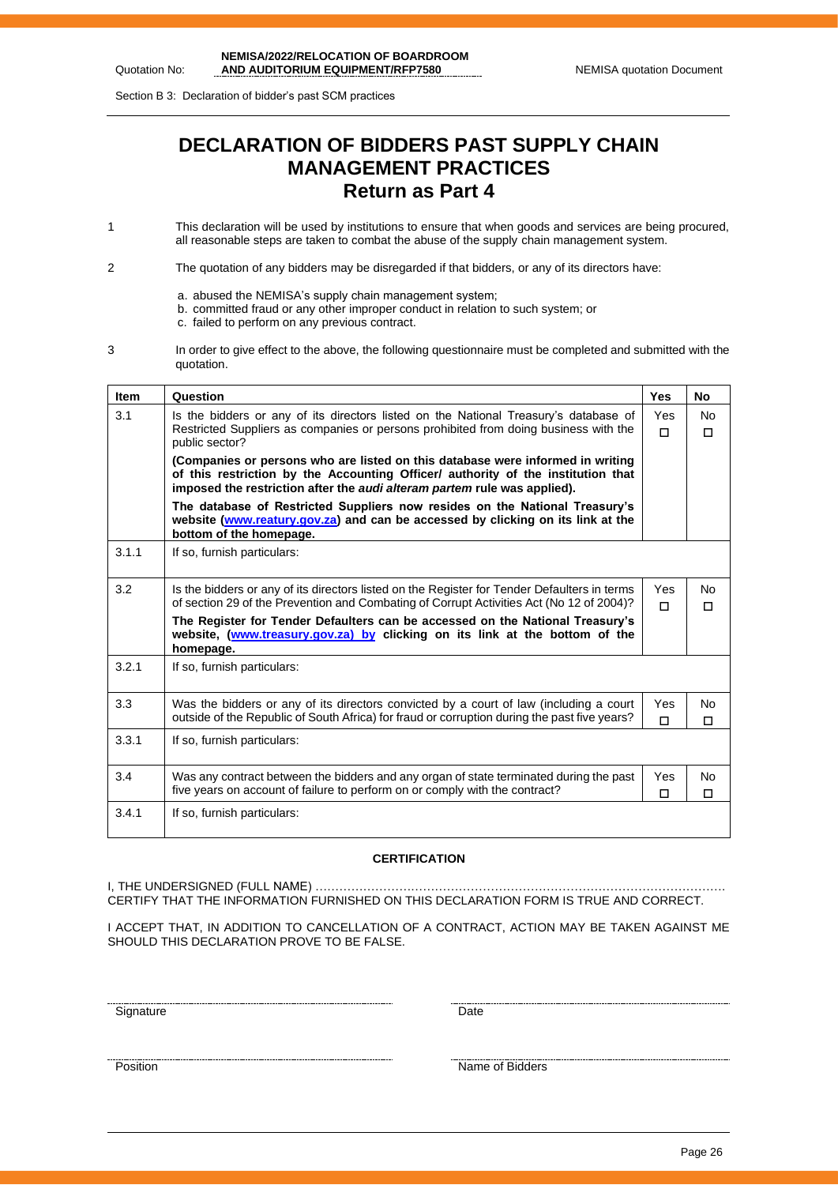# DECLARATION OF BIDDERS PAST SUPPLY CHAIN MANAGEMENT PRACTICES

## Return as Part 4

1 This declaration will be used by institutions to ensure that when goods and services are being procured, all reasonable steps are taken to combat the abuse of the supply chain management system.

2 The quotation of any bidders may be disregarded if that bidders, or any of its directors have:

a. abused the NEMISA's supply chain management system;
b. committed fraud or any other improper conduct in relation to such system; or
c. failed to perform on any previous contract.

3 In order to give effect to the above, the following questionnaire must be completed and submitted with the quotation.

| Item | Question | Yes | No |
|---|---|---|---|
| 3.1 | Is the bidders or any of its directors listed on the National Treasury's database of Restricted Suppliers as companies or persons prohibited from doing business with the public sector?<br>**(Companies or persons who are listed on this database were informed in writing of this restriction by the Accounting Officer/ authority of the institution that imposed the restriction after the *audi alteram partem* rule was applied).**<br>**The database of Restricted Suppliers now resides on the National Treasury's website (www.reatury.gov.za) and can be accessed by clicking on its link at the bottom of the homepage.** | Yes ☐ | No ☐ |
| 3.1.1 | If so, furnish particulars: | | |
| 3.2 | Is the bidders or any of its directors listed on the Register for Tender Defaulters in terms of section 29 of the Prevention and Combating of Corrupt Activities Act (No 12 of 2004)?<br>**The Register for Tender Defaulters can be accessed on the National Treasury's website, (www.treasury.gov.za) by clicking on its link at the bottom of the homepage.** | Yes ☐ | No ☐ |
| 3.2.1 | If so, furnish particulars: | | |
| 3.3 | Was the bidders or any of its directors convicted by a court of law (including a court outside of the Republic of South Africa) for fraud or corruption during the past five years? | Yes ☐ | No ☐ |
| 3.3.1 | If so, furnish particulars: | | |
| 3.4 | Was any contract between the bidders and any organ of state terminated during the past five years on account of failure to perform on or comply with the contract? | Yes ☐ | No ☐ |
| 3.4.1 | If so, furnish particulars: | | |

**CERTIFICATION**

I, THE UNDERSIGNED (FULL NAME) …………………………………………………………………………………………
CERTIFY THAT THE INFORMATION FURNISHED ON THIS DECLARATION FORM IS TRUE AND CORRECT.

I ACCEPT THAT, IN ADDITION TO CANCELLATION OF A CONTRACT, ACTION MAY BE TAKEN AGAINST ME SHOULD THIS DECLARATION PROVE TO BE FALSE.

Signature ……………………………… Date ………………………………

Position ……………………………… Name of Bidders ………………………………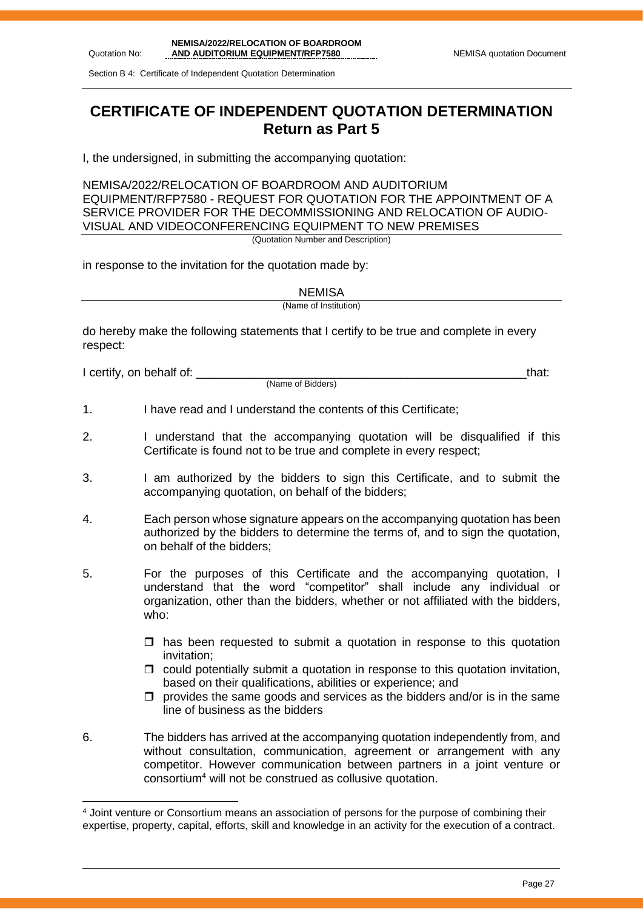# CERTIFICATE OF INDEPENDENT QUOTATION DETERMINATION
## Return as Part 5

I, the undersigned, in submitting the accompanying quotation:

NEMISA/2022/RELOCATION OF BOARDROOM AND AUDITORIUM EQUIPMENT/RFP7580 - REQUEST FOR QUOTATION FOR THE APPOINTMENT OF A SERVICE PROVIDER FOR THE DECOMMISSIONING AND RELOCATION OF AUDIO-VISUAL AND VIDEOCONFERENCING EQUIPMENT TO NEW PREMISES

(Quotation Number and Description)

in response to the invitation for the quotation made by:

NEMISA

(Name of Institution)

do hereby make the following statements that I certify to be true and complete in every respect:

I certify, on behalf of: _____________________________________________________that:

(Name of Bidders)

1. I have read and I understand the contents of this Certificate;
2. I understand that the accompanying quotation will be disqualified if this Certificate is found not to be true and complete in every respect;
3. I am authorized by the bidders to sign this Certificate, and to submit the accompanying quotation, on behalf of the bidders;
4. Each person whose signature appears on the accompanying quotation has been authorized by the bidders to determine the terms of, and to sign the quotation, on behalf of the bidders;
5. For the purposes of this Certificate and the accompanying quotation, I understand that the word "competitor" shall include any individual or organization, other than the bidders, whether or not affiliated with the bidders, who:
   - ☐ has been requested to submit a quotation in response to this quotation invitation;
   - ☐ could potentially submit a quotation in response to this quotation invitation, based on their qualifications, abilities or experience; and
   - ☐ provides the same goods and services as the bidders and/or is in the same line of business as the bidders
6. The bidders has arrived at the accompanying quotation independently from, and without consultation, communication, agreement or arrangement with any competitor. However communication between partners in a joint venture or consortium[4] will not be construed as collusive quotation.

[4] Joint venture or Consortium means an association of persons for the purpose of combining their expertise, property, capital, efforts, skill and knowledge in an activity for the execution of a contract.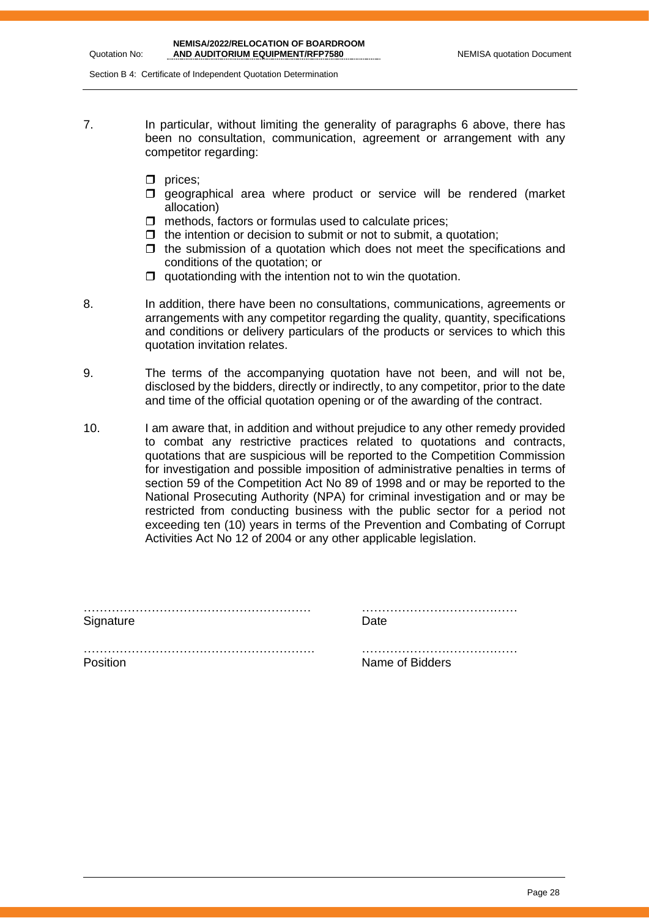7. In particular, without limiting the generality of paragraphs 6 above, there has been no consultation, communication, agreement or arrangement with any competitor regarding:

   - prices;
   - geographical area where product or service will be rendered (market allocation)
   - methods, factors or formulas used to calculate prices;
   - the intention or decision to submit or not to submit, a quotation;
   - the submission of a quotation which does not meet the specifications and conditions of the quotation; or
   - quotationding with the intention not to win the quotation.

8. In addition, there have been no consultations, communications, agreements or arrangements with any competitor regarding the quality, quantity, specifications and conditions or delivery particulars of the products or services to which this quotation invitation relates.

9. The terms of the accompanying quotation have not been, and will not be, disclosed by the bidders, directly or indirectly, to any competitor, prior to the date and time of the official quotation opening or of the awarding of the contract.

10. I am aware that, in addition and without prejudice to any other remedy provided to combat any restrictive practices related to quotations and contracts, quotations that are suspicious will be reported to the Competition Commission for investigation and possible imposition of administrative penalties in terms of section 59 of the Competition Act No 89 of 1998 and or may be reported to the National Prosecuting Authority (NPA) for criminal investigation and or may be restricted from conducting business with the public sector for a period not exceeding ten (10) years in terms of the Prevention and Combating of Corrupt Activities Act No 12 of 2004 or any other applicable legislation.

………………………………………………… ………………………………… 
Signature Date

………………………………………………… ………………………………… 
Position Name of Bidders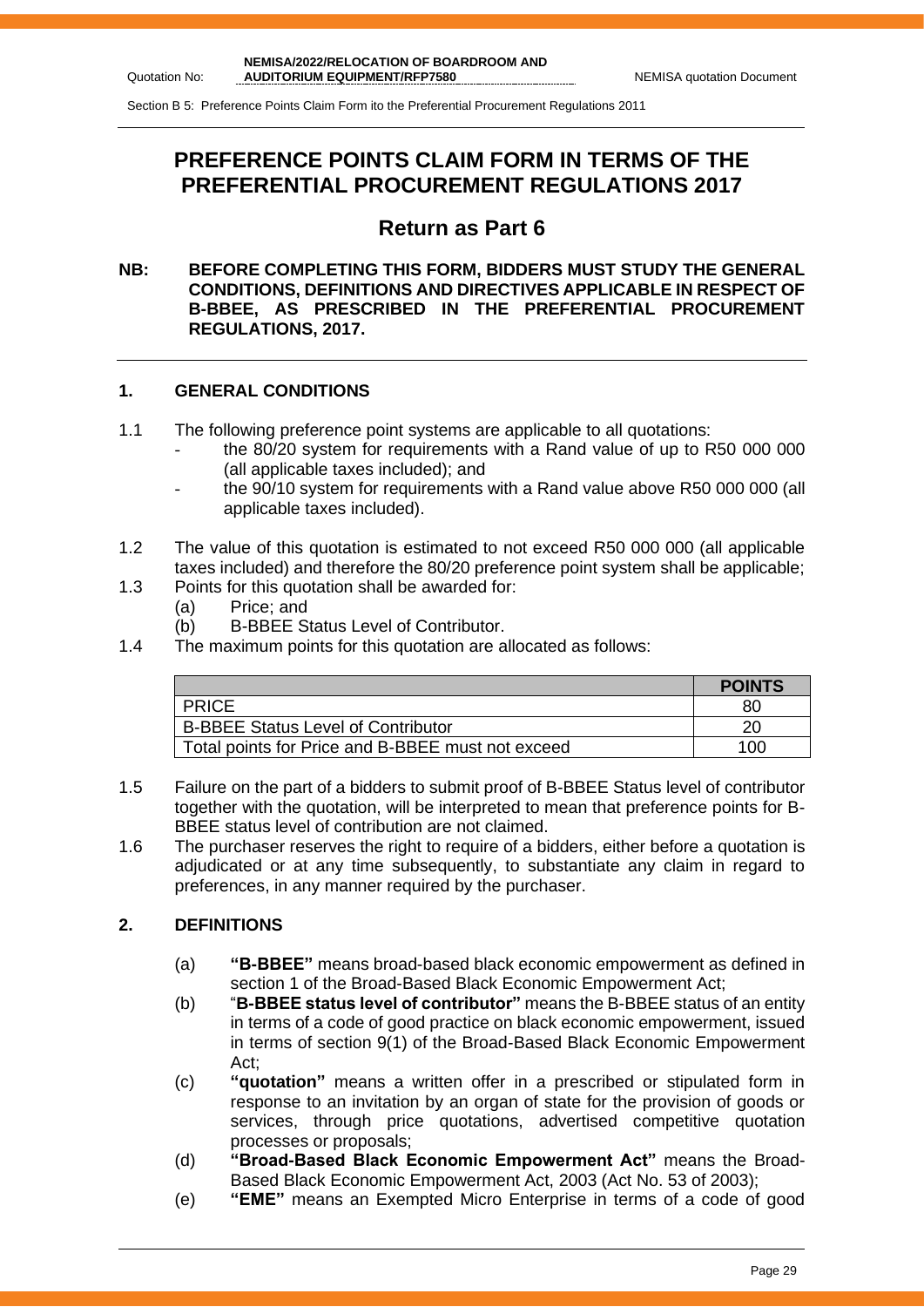# PREFERENCE POINTS CLAIM FORM IN TERMS OF THE PREFERENTIAL PROCUREMENT REGULATIONS 2017

## Return as Part 6

**NB: BEFORE COMPLETING THIS FORM, BIDDERS MUST STUDY THE GENERAL CONDITIONS, DEFINITIONS AND DIRECTIVES APPLICABLE IN RESPECT OF B-BBEE, AS PRESCRIBED IN THE PREFERENTIAL PROCUREMENT REGULATIONS, 2017.**

### 1. GENERAL CONDITIONS

1.1 The following preference point systems are applicable to all quotations:
- the 80/20 system for requirements with a Rand value of up to R50 000 000 (all applicable taxes included); and
- the 90/10 system for requirements with a Rand value above R50 000 000 (all applicable taxes included).

1.2 The value of this quotation is estimated to not exceed R50 000 000 (all applicable taxes included) and therefore the 80/20 preference point system shall be applicable;

1.3 Points for this quotation shall be awarded for:
- (a) Price; and
- (b) B-BBEE Status Level of Contributor.

1.4 The maximum points for this quotation are allocated as follows:

| | **POINTS** |
|---|---|
| PRICE | 80 |
| B-BBEE Status Level of Contributor | 20 |
| Total points for Price and B-BBEE must not exceed | 100 |

1.5 Failure on the part of a bidders to submit proof of B-BBEE Status level of contributor together with the quotation, will be interpreted to mean that preference points for B-BBEE status level of contribution are not claimed.

1.6 The purchaser reserves the right to require of a bidders, either before a quotation is adjudicated or at any time subsequently, to substantiate any claim in regard to preferences, in any manner required by the purchaser.

### 2. DEFINITIONS

- (a) **"B-BBEE"** means broad-based black economic empowerment as defined in section 1 of the Broad-Based Black Economic Empowerment Act;
- (b) "**B-BBEE status level of contributor"** means the B-BBEE status of an entity in terms of a code of good practice on black economic empowerment, issued in terms of section 9(1) of the Broad-Based Black Economic Empowerment Act;
- (c) **"quotation"** means a written offer in a prescribed or stipulated form in response to an invitation by an organ of state for the provision of goods or services, through price quotations, advertised competitive quotation processes or proposals;
- (d) **"Broad-Based Black Economic Empowerment Act"** means the Broad-Based Black Economic Empowerment Act, 2003 (Act No. 53 of 2003);
- (e) **"EME"** means an Exempted Micro Enterprise in terms of a code of good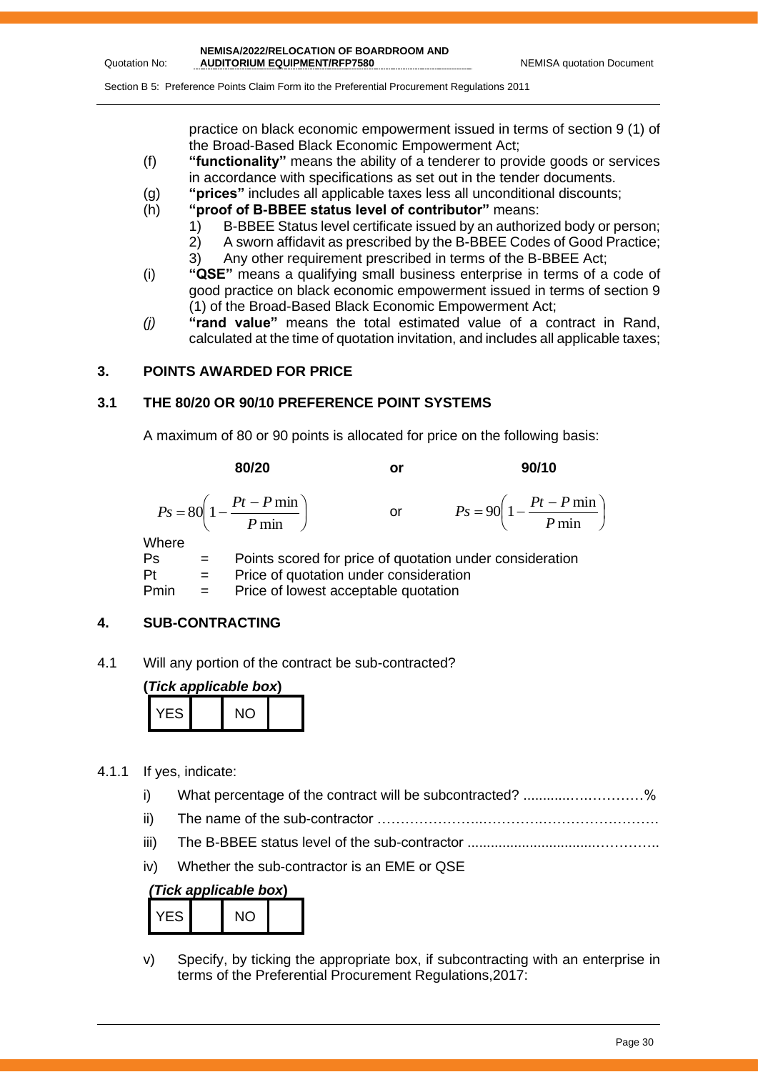practice on black economic empowerment issued in terms of section 9 (1) of the Broad-Based Black Economic Empowerment Act;

(f) **"functionality"** means the ability of a tenderer to provide goods or services in accordance with specifications as set out in the tender documents.

(g) **"prices"** includes all applicable taxes less all unconditional discounts;

(h) **"proof of B-BBEE status level of contributor"** means:
   1) B-BBEE Status level certificate issued by an authorized body or person;
   2) A sworn affidavit as prescribed by the B-BBEE Codes of Good Practice;
   3) Any other requirement prescribed in terms of the B-BBEE Act;

(i) **"QSE"** means a qualifying small business enterprise in terms of a code of good practice on black economic empowerment issued in terms of section 9 (1) of the Broad-Based Black Economic Empowerment Act;

*(j)* **"rand value"** means the total estimated value of a contract in Rand, calculated at the time of quotation invitation, and includes all applicable taxes;

## 3. POINTS AWARDED FOR PRICE

### 3.1 THE 80/20 OR 90/10 PREFERENCE POINT SYSTEMS

A maximum of 80 or 90 points is allocated for price on the following basis:

**80/20** or **90/10**

$$Ps = 80\left(1 - \frac{Pt - P\min}{P\min}\right) \quad \text{or} \quad Ps = 90\left(1 - \frac{Pt - P\min}{P\min}\right)$$

Where

Ps = Points scored for price of quotation under consideration

Pt = Price of quotation under consideration

Pmin = Price of lowest acceptable quotation

## 4. SUB-CONTRACTING

4.1 Will any portion of the contract be sub-contracted?

**(*Tick applicable box*)**

| YES | | NO | |
|---|---|---|---|

4.1.1 If yes, indicate:

i) What percentage of the contract will be subcontracted? ............…….…………%

ii) The name of the sub-contractor …………………..………….…………………….

iii) The B-BBEE status level of the sub-contractor ................................…………..

iv) Whether the sub-contractor is an EME or QSE

***(Tick applicable box)***

| YES | | NO | |
|---|---|---|---|

v) Specify, by ticking the appropriate box, if subcontracting with an enterprise in terms of the Preferential Procurement Regulations,2017: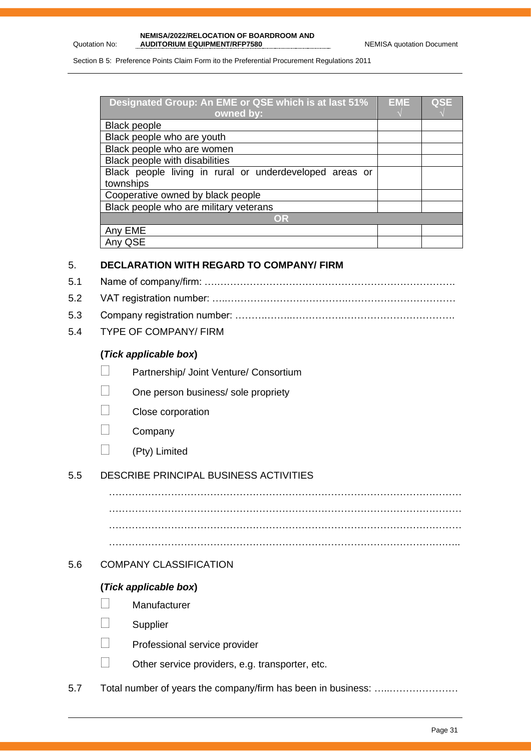| Designated Group: An EME or QSE which is at last 51% owned by: | EME √ | QSE √ |
|---|---|---|
| Black people | | |
| Black people who are youth | | |
| Black people who are women | | |
| Black people with disabilities | | |
| Black people living in rural or underdeveloped areas or townships | | |
| Cooperative owned by black people | | |
| Black people who are military veterans | | |
| **OR** | | |
| Any EME | | |
| Any QSE | | |

## 5. DECLARATION WITH REGARD TO COMPANY/ FIRM

5.1 Name of company/firm: ……………………………………………………………………….

5.2 VAT registration number: ……………………………………………………………………

5.3 Company registration number: ……………………………………………………………….

5.4 TYPE OF COMPANY/ FIRM

**(*Tick applicable box*)**

☐ Partnership/ Joint Venture/ Consortium

☐ One person business/ sole propriety

☐ Close corporation

☐ Company

☐ (Pty) Limited

5.5 DESCRIBE PRINCIPAL BUSINESS ACTIVITIES

…………………………………………………………………………………………………

…………………………………………………………………………………………………

…………………………………………………………………………………………………

…………………………………………………………………………………………………

5.6 COMPANY CLASSIFICATION

**(*Tick applicable box*)**

☐ Manufacturer

☐ Supplier

☐ Professional service provider

☐ Other service providers, e.g. transporter, etc.

5.7 Total number of years the company/firm has been in business: ……………………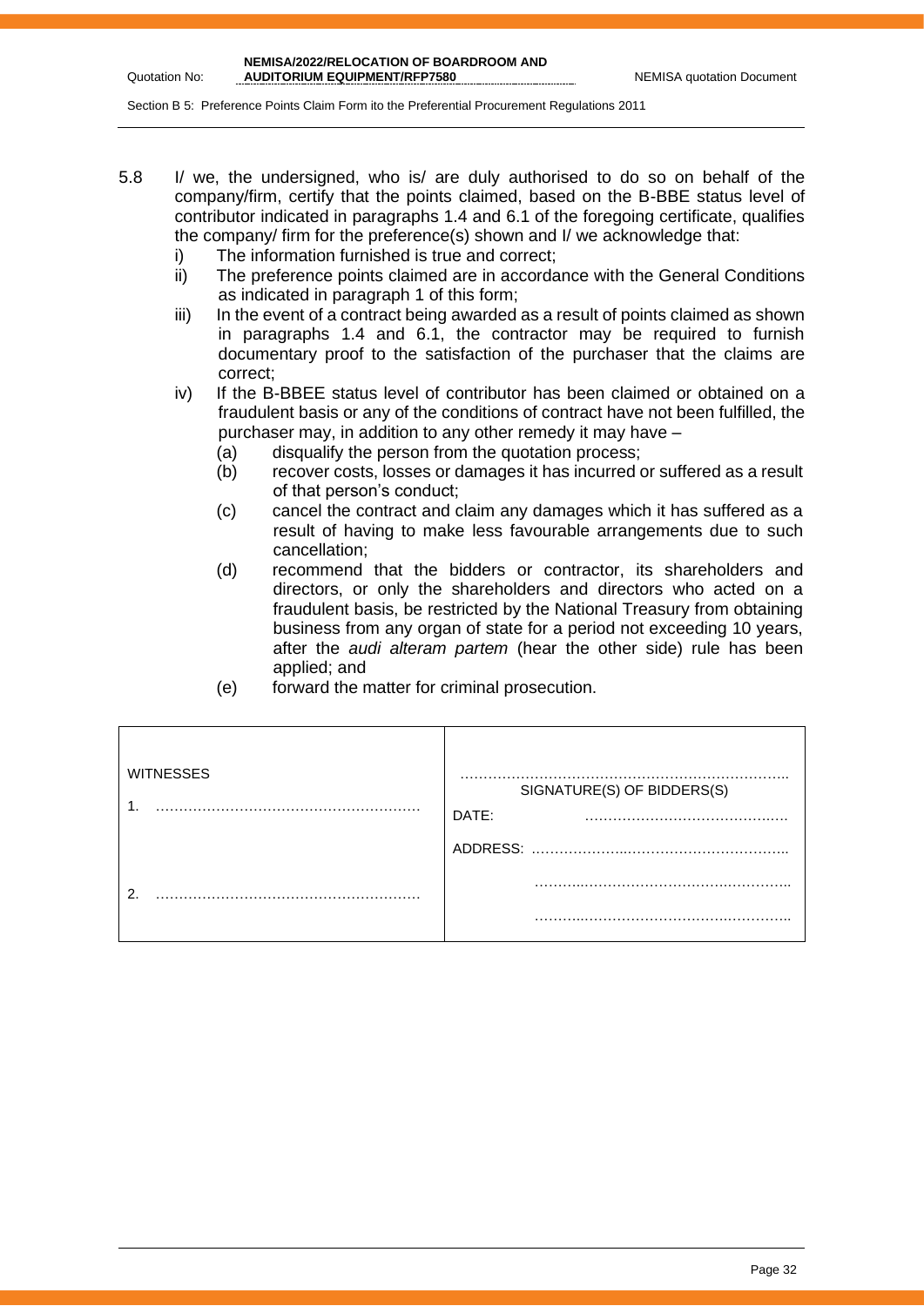5.8 I/ we, the undersigned, who is/ are duly authorised to do so on behalf of the company/firm, certify that the points claimed, based on the B-BBE status level of contributor indicated in paragraphs 1.4 and 6.1 of the foregoing certificate, qualifies the company/ firm for the preference(s) shown and I/ we acknowledge that:

   i) The information furnished is true and correct;
   ii) The preference points claimed are in accordance with the General Conditions as indicated in paragraph 1 of this form;
   iii) In the event of a contract being awarded as a result of points claimed as shown in paragraphs 1.4 and 6.1, the contractor may be required to furnish documentary proof to the satisfaction of the purchaser that the claims are correct;
   iv) If the B-BBEE status level of contributor has been claimed or obtained on a fraudulent basis or any of the conditions of contract have not been fulfilled, the purchaser may, in addition to any other remedy it may have –
      (a) disqualify the person from the quotation process;
      (b) recover costs, losses or damages it has incurred or suffered as a result of that person's conduct;
      (c) cancel the contract and claim any damages which it has suffered as a result of having to make less favourable arrangements due to such cancellation;
      (d) recommend that the bidders or contractor, its shareholders and directors, or only the shareholders and directors who acted on a fraudulent basis, be restricted by the National Treasury from obtaining business from any organ of state for a period not exceeding 10 years, after the *audi alteram partem* (hear the other side) rule has been applied; and
      (e) forward the matter for criminal prosecution.

| WITNESSES | ……………………………………………………………… SIGNATURE(S) OF BIDDERS(S) |
|---|---|
| 1. ……………………………………………… | DATE: …………………………………… |
| | ADDRESS: …………………………………………… |
| 2. ……………………………………………… | …………………………………………… |
| | …………………………………………… |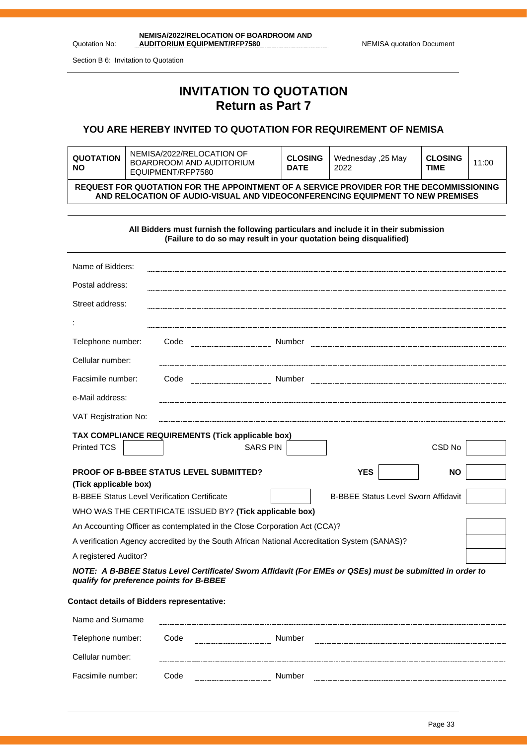Section B 6: Invitation to Quotation

# INVITATION TO QUOTATION
## Return as Part 7

### YOU ARE HEREBY INVITED TO QUOTATION FOR REQUIREMENT OF NEMISA

| QUOTATION NO | NEMISA/2022/RELOCATION OF BOARDROOM AND AUDITORIUM EQUIPMENT/RFP7580 | CLOSING DATE | Wednesday ,25 May 2022 | CLOSING TIME | 11:00 |
|---|---|---|---|---|---|
| **REQUEST FOR QUOTATION FOR THE APPOINTMENT OF A SERVICE PROVIDER FOR THE DECOMMISSIONING AND RELOCATION OF AUDIO-VISUAL AND VIDEOCONFERENCING EQUIPMENT TO NEW PREMISES** | | | | | |

**All Bidders must furnish the following particulars and include it in their submission (Failure to do so may result in your quotation being disqualified)**

Name of Bidders: ______________________________

Postal address: ______________________________

Street address: ______________________________

: ______________________________

Telephone number: Code __________ Number ______________________________

Cellular number: ______________________________

Facsimile number: Code __________ Number ______________________________

e-Mail address: ______________________________

VAT Registration No: ______________________________

**TAX COMPLIANCE REQUIREMENTS (Tick applicable box)**

Printed TCS ☐ SARS PIN ☐ CSD No ☐

**PROOF OF B-BBEE STATUS LEVEL SUBMITTED? (Tick applicable box)** **YES** ☐ **NO** ☐

B-BBEE Status Level Verification Certificate ☐ B-BBEE Status Level Sworn Affidavit ☐

WHO WAS THE CERTIFICATE ISSUED BY? **(Tick applicable box)**

An Accounting Officer as contemplated in the Close Corporation Act (CCA)? ☐

A verification Agency accredited by the South African National Accreditation System (SANAS)? ☐

A registered Auditor? ☐

***NOTE: A B-BBEE Status Level Certificate/ Sworn Affidavit (For EMEs or QSEs) must be submitted in order to qualify for preference points for B-BBEE***

**Contact details of Bidders representative:**

Name and Surname ______________________________

Telephone number: Code __________ Number ______________________________

Cellular number: ______________________________

Facsimile number: Code __________ Number ______________________________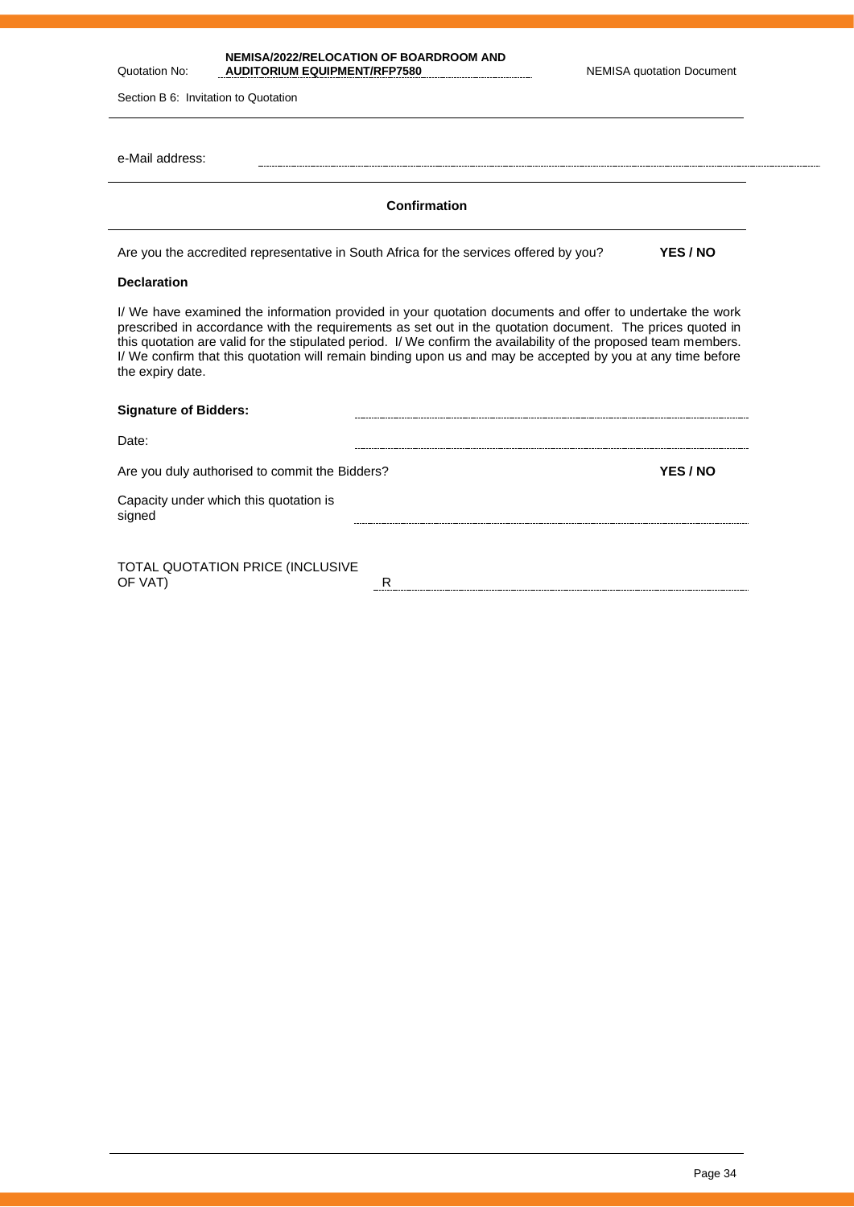e-Mail address: ..............................................................

**Confirmation**

Are you the accredited representative in South Africa for the services offered by you? **YES / NO**

**Declaration**

I/ We have examined the information provided in your quotation documents and offer to undertake the work prescribed in accordance with the requirements as set out in the quotation document. The prices quoted in this quotation are valid for the stipulated period. I/ We confirm the availability of the proposed team members. I/ We confirm that this quotation will remain binding upon us and may be accepted by you at any time before the expiry date.

**Signature of Bidders:** ..............................................................

Date: ..............................................................

Are you duly authorised to commit the Bidders? **YES / NO**

Capacity under which this quotation is signed ..............................................................

TOTAL QUOTATION PRICE (INCLUSIVE OF VAT) R ..............................................................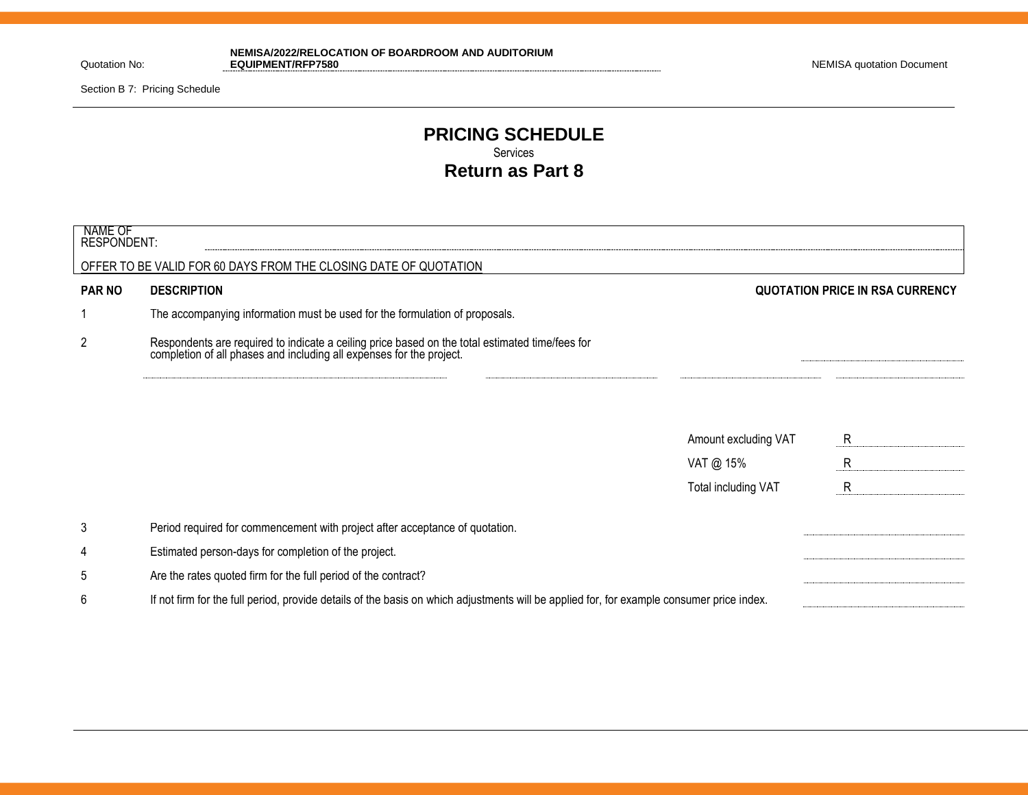Quotation No: **NEMISA/2022/RELOCATION OF BOARDROOM AND AUDITORIUM EQUIPMENT/RFP7580**

Section B 7: Pricing Schedule

# PRICING SCHEDULE

Services

## Return as Part 8

NAME OF RESPONDENT: ......................................................................................................

OFFER TO BE VALID FOR 60 DAYS FROM THE CLOSING DATE OF QUOTATION

| PAR NO | DESCRIPTION | QUOTATION PRICE IN RSA CURRENCY |
|---|---|---|
| 1 | The accompanying information must be used for the formulation of proposals. | |
| 2 | Respondents are required to indicate a ceiling price based on the total estimated time/fees for completion of all phases and including all expenses for the project. | .................... |
| | Amount excluding VAT | R .................... |
| | VAT @ 15% | R .................... |
| | Total including VAT | R .................... |
| 3 | Period required for commencement with project after acceptance of quotation. | .................... |
| 4 | Estimated person-days for completion of the project. | .................... |
| 5 | Are the rates quoted firm for the full period of the contract? | .................... |
| 6 | If not firm for the full period, provide details of the basis on which adjustments will be applied for, for example consumer price index. | .................... |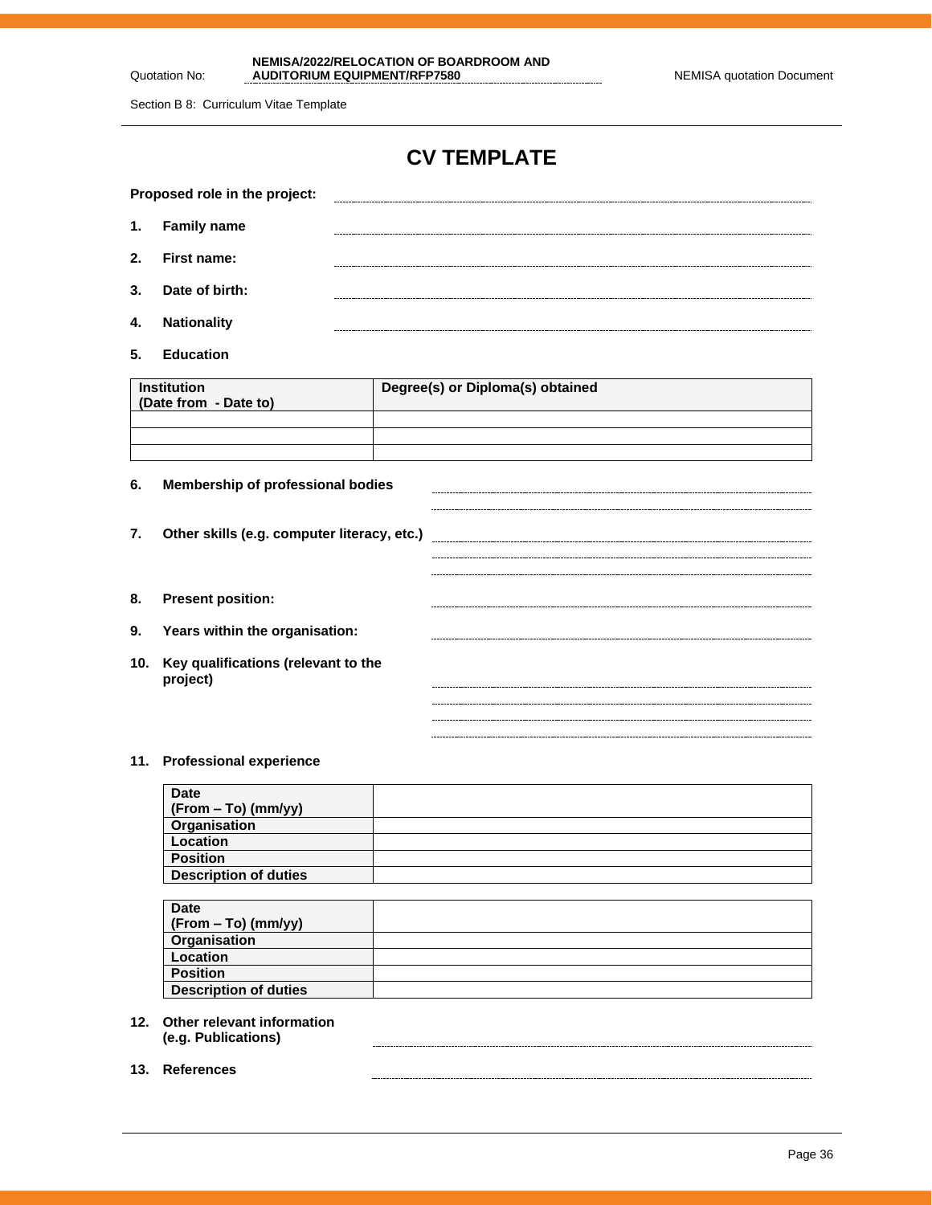Section B 8: Curriculum Vitae Template

# CV TEMPLATE

**Proposed role in the project:** ..............................................................

1. **Family name** ..............................................................
2. **First name:** ..............................................................
3. **Date of birth:** ..............................................................
4. **Nationality** ..............................................................
5. **Education**

| Institution (Date from - Date to) | Degree(s) or Diploma(s) obtained |
|---|---|
| | |
| | |
| | |

6. **Membership of professional bodies** ..............................................................
7. **Other skills (e.g. computer literacy, etc.)** ..............................................................
8. **Present position:** ..............................................................
9. **Years within the organisation:** ..............................................................
10. **Key qualifications (relevant to the project)** ..............................................................
11. **Professional experience**

| | |
|---|---|
| **Date (From – To) (mm/yy)** | |
| **Organisation** | |
| **Location** | |
| **Position** | |
| **Description of duties** | |

| | |
|---|---|
| **Date (From – To) (mm/yy)** | |
| **Organisation** | |
| **Location** | |
| **Position** | |
| **Description of duties** | |

12. **Other relevant information (e.g. Publications)** ..............................................................
13. **References** ..............................................................